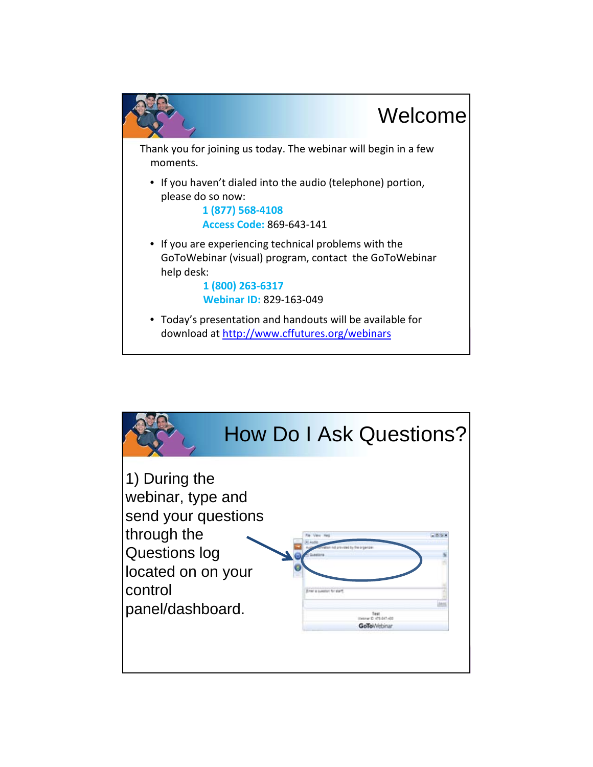# Welcome

Thank you for joining us today. The webinar will begin in a few moments.

- If you haven't dialed into the audio (telephone) portion, please do so now:

  **1 (877) 568-4108**

  **Access Code:** 869-643-141

- If you are experiencing technical problems with the GoToWebinar (visual) program, contact the GoToWebinar help desk:

  **1 (800) 263-6317**

  **Webinar ID:** 829-163-049

- Today's presentation and handouts will be available for download at http://www.cffutures.org/webinars

# How Do I Ask Questions?

1) During the webinar, type and send your questions through the Questions log located on on your control panel/dashboard.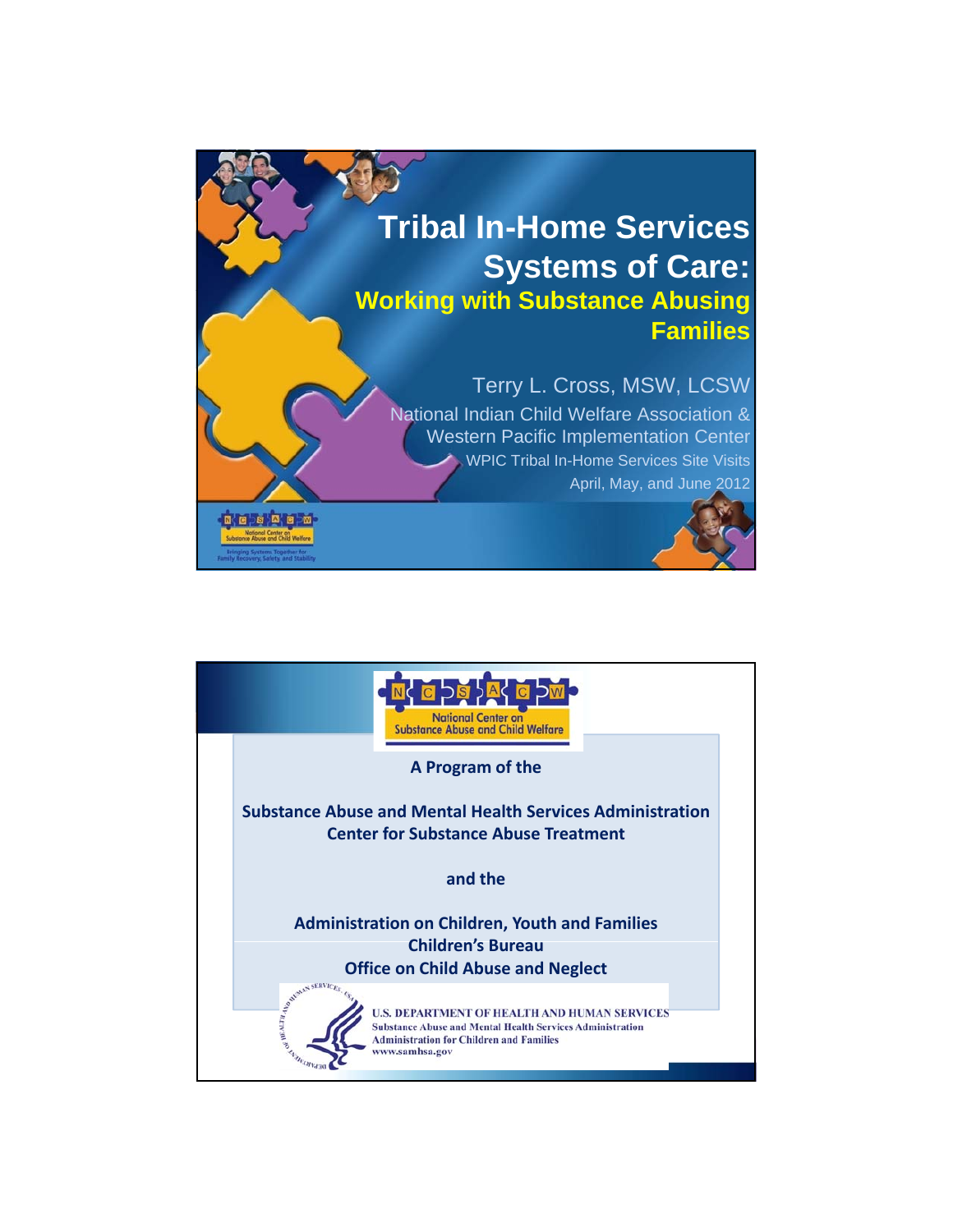# Tribal In-Home Services Systems of Care:

## Working with Substance Abusing Families

Terry L. Cross, MSW, LCSW

National Indian Child Welfare Association & Western Pacific Implementation Center

WPIC Tribal In-Home Services Site Visits

April, May, and June 2012

National Center on Substance Abuse and Child Welfare

Bringing Systems Together for Family Recovery, Safety, and Stability

---

NCSACW

National Center on Substance Abuse and Child Welfare

**A Program of the**

**Substance Abuse and Mental Health Services Administration**
**Center for Substance Abuse Treatment**

**and the**

**Administration on Children, Youth and Families**
**Children's Bureau**
**Office on Child Abuse and Neglect**

U.S. DEPARTMENT OF HEALTH AND HUMAN SERVICES
Substance Abuse and Mental Health Services Administration
Administration for Children and Families
www.samhsa.gov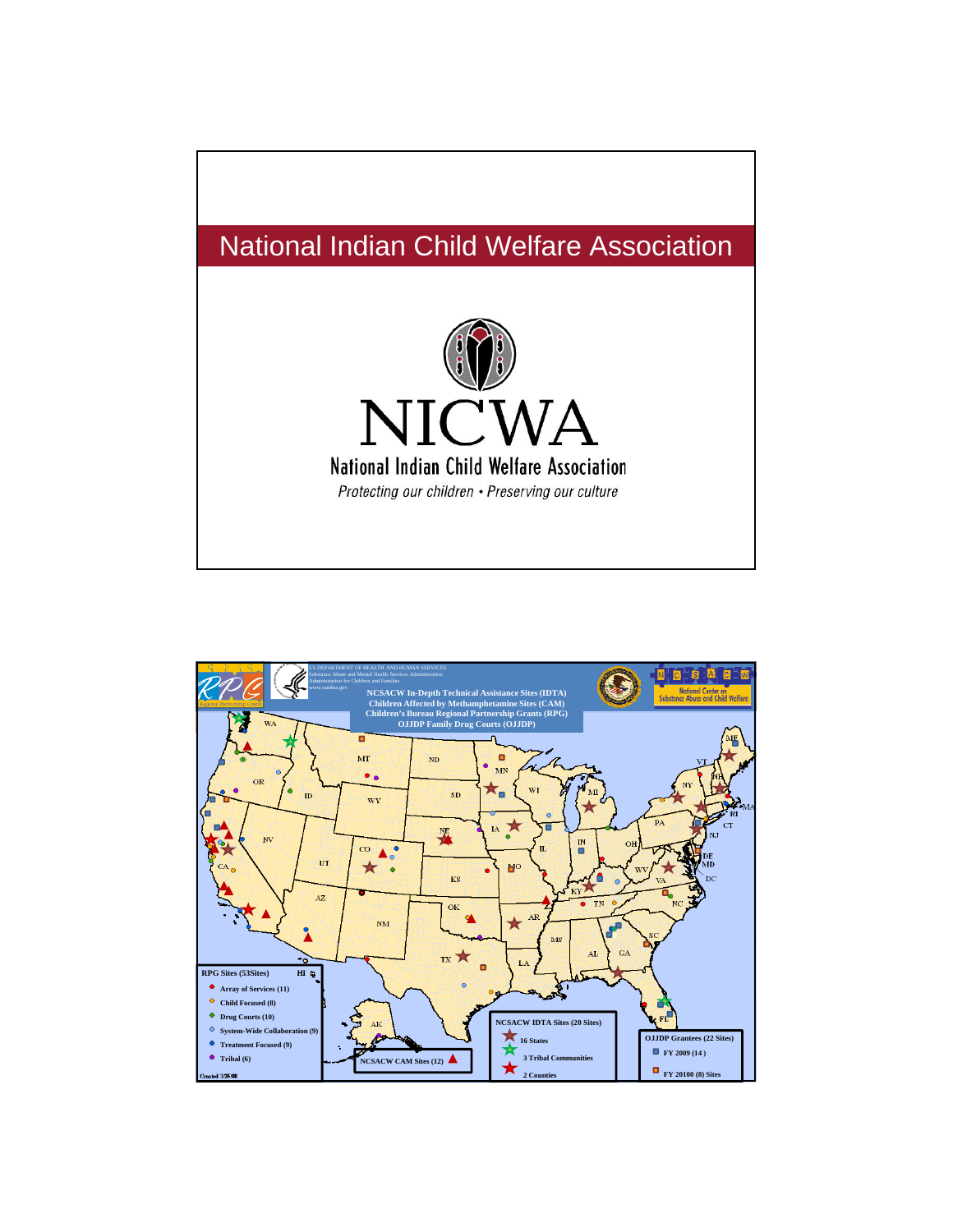# National Indian Child Welfare Association

NICWA

National Indian Child Welfare Association

*Protecting our children • Preserving our culture*

US DEPARTMENT OF HEALTH AND HUMAN SERVICES
Substance Abuse and Mental Health Services Administration
Administration for Children and Families
www.samhsa.gov

**NCSACW In-Depth Technical Assistance Sites (IDTA)**
**Children Affected by Methamphetamine Sites (CAM)**
**Children's Bureau Regional Partnership Grants (RPG)**
**OJJDP Family Drug Courts (OJJDP)**

National Center on Substance Abuse and Child Welfare

**RPG Sites (53Sites)**
- Array of Services (11)
- Child Focused (8)
- Drug Courts (10)
- System-Wide Collaboration (9)
- Treatment Focused (9)
- Tribal (6)

**NCSACW CAM Sites (12)**

**NCSACW IDTA Sites (20 Sites)**
- 16 States
- 3 Tribal Communities
- 2 Counties

**OJJDP Grantees (22 Sites)**
- FY 2009 (14)
- FY 20100 (8) Sites

Created 3/25/08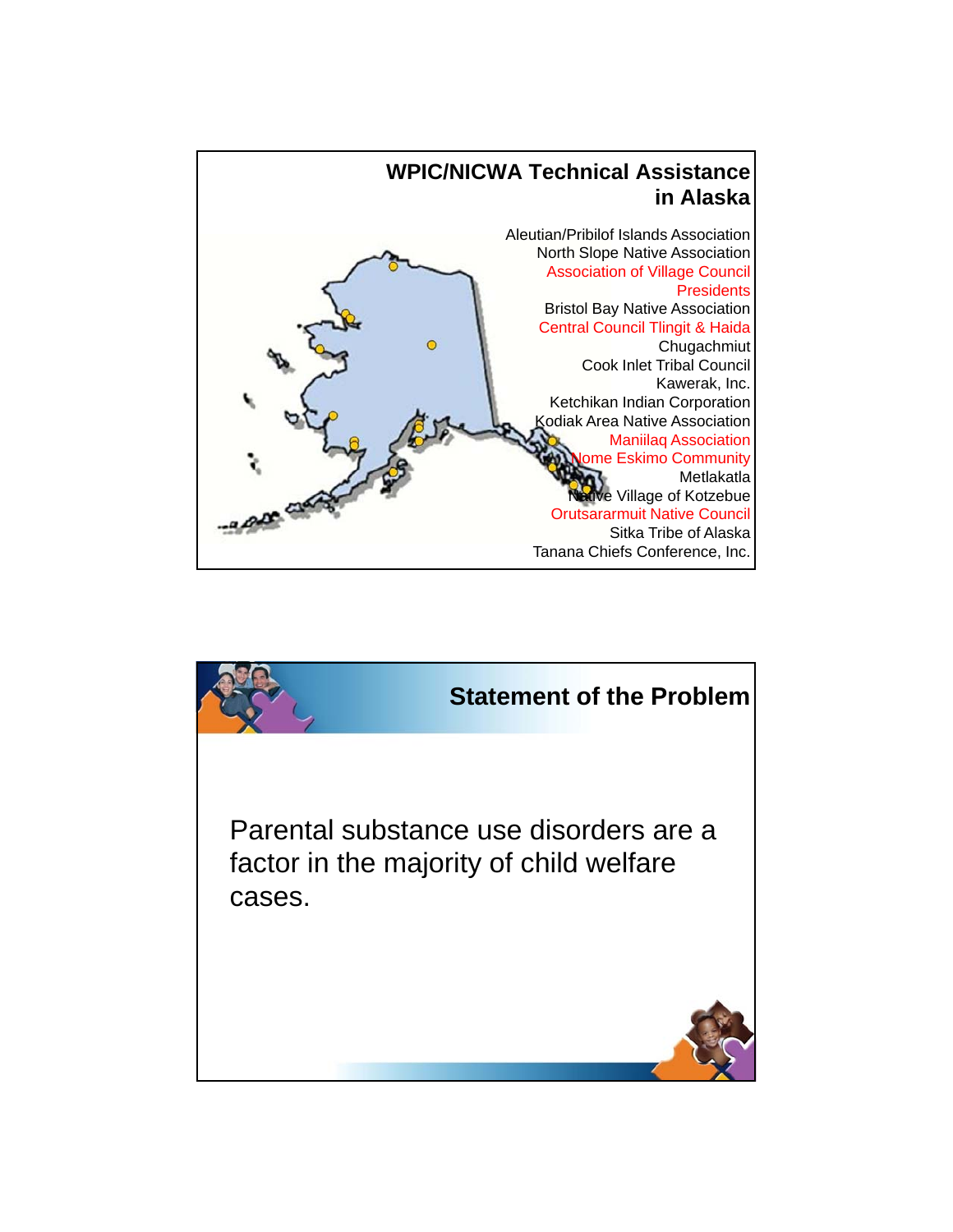## WPIC/NICWA Technical Assistance in Alaska

Aleutian/Pribilof Islands Association
North Slope Native Association
Association of Village Council Presidents
Bristol Bay Native Association
Central Council Tlingit & Haida
Chugachmiut
Cook Inlet Tribal Council
Kawerak, Inc.
Ketchikan Indian Corporation
Kodiak Area Native Association
Maniilaq Association
Nome Eskimo Community
Metlakatla
Native Village of Kotzebue
Orutsararmuit Native Council
Sitka Tribe of Alaska
Tanana Chiefs Conference, Inc.

## Statement of the Problem

Parental substance use disorders are a factor in the majority of child welfare cases.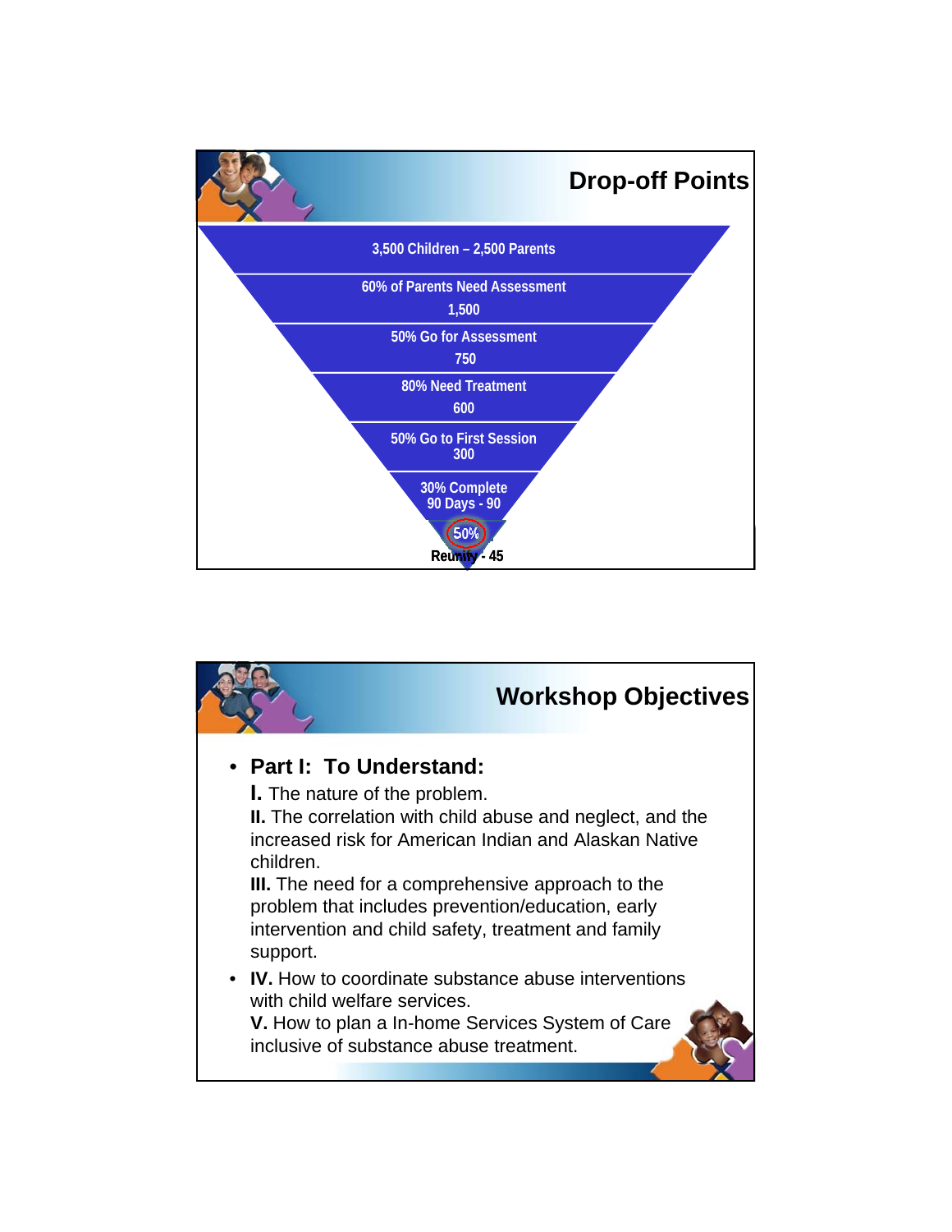## Drop-off Points

- 3,500 Children – 2,500 Parents
- 60% of Parents Need Assessment 1,500
- 50% Go for Assessment 750
- 80% Need Treatment 600
- 50% Go to First Session 300
- 30% Complete 90 Days - 90
- 50% Reunify - 45

## Workshop Objectives

- **Part I: To Understand:**
  **I.** The nature of the problem.
  **II.** The correlation with child abuse and neglect, and the increased risk for American Indian and Alaskan Native children.
  **III.** The need for a comprehensive approach to the problem that includes prevention/education, early intervention and child safety, treatment and family support.
- **IV.** How to coordinate substance abuse interventions with child welfare services.
  **V.** How to plan a In-home Services System of Care inclusive of substance abuse treatment.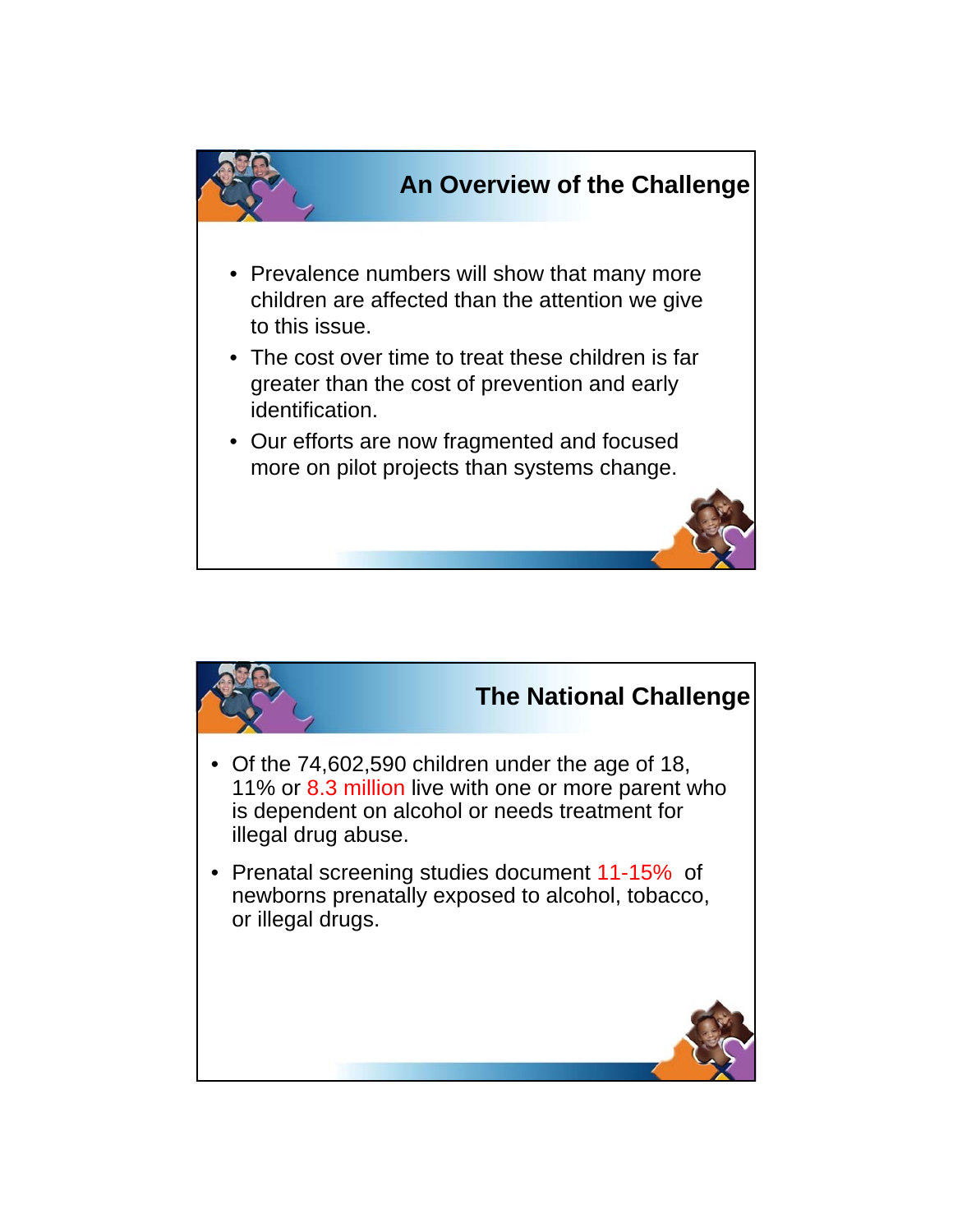## An Overview of the Challenge

- Prevalence numbers will show that many more children are affected than the attention we give to this issue.
- The cost over time to treat these children is far greater than the cost of prevention and early identification.
- Our efforts are now fragmented and focused more on pilot projects than systems change.

## The National Challenge

- Of the 74,602,590 children under the age of 18, 11% or 8.3 million live with one or more parent who is dependent on alcohol or needs treatment for illegal drug abuse.
- Prenatal screening studies document 11-15% of newborns prenatally exposed to alcohol, tobacco, or illegal drugs.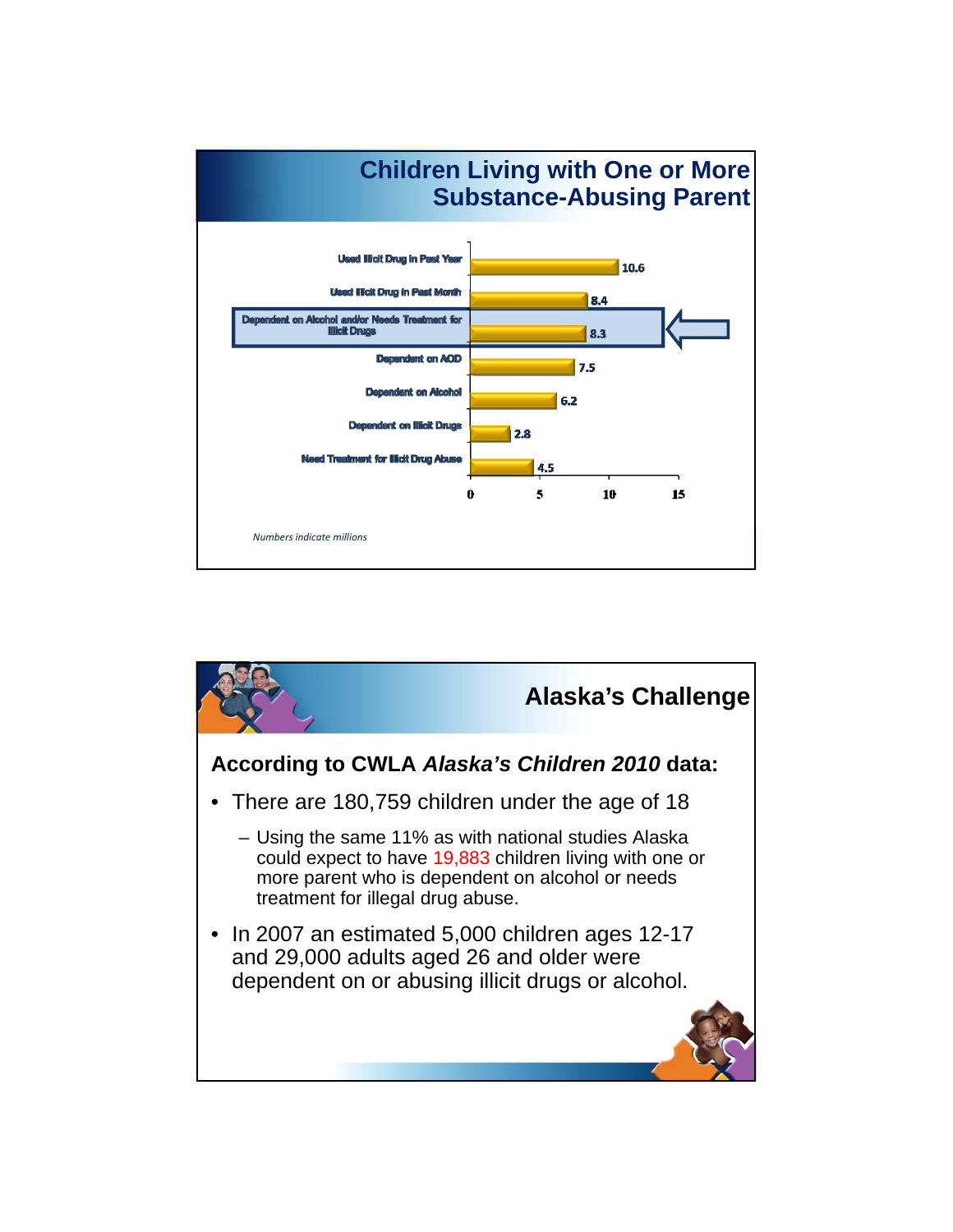## Children Living with One or More Substance-Abusing Parent

| Category | Millions |
|---|---|
| Used Illicit Drug in Past Year | 10.6 |
| Used Illicit Drug in Past Month | 8.4 |
| Dependent on Alcohol and/or Needs Treatment for Illicit Drugs | 8.3 |
| Dependent on AOD | 7.5 |
| Dependent on Alcohol | 6.2 |
| Dependent on Illicit Drugs | 2.8 |
| Need Treatment for Illicit Drug Abuse | 4.5 |

*Numbers indicate millions*

## Alaska's Challenge

**According to CWLA *Alaska's Children 2010* data:**

- There are 180,759 children under the age of 18
  - Using the same 11% as with national studies Alaska could expect to have 19,883 children living with one or more parent who is dependent on alcohol or needs treatment for illegal drug abuse.
- In 2007 an estimated 5,000 children ages 12-17 and 29,000 adults aged 26 and older were dependent on or abusing illicit drugs or alcohol.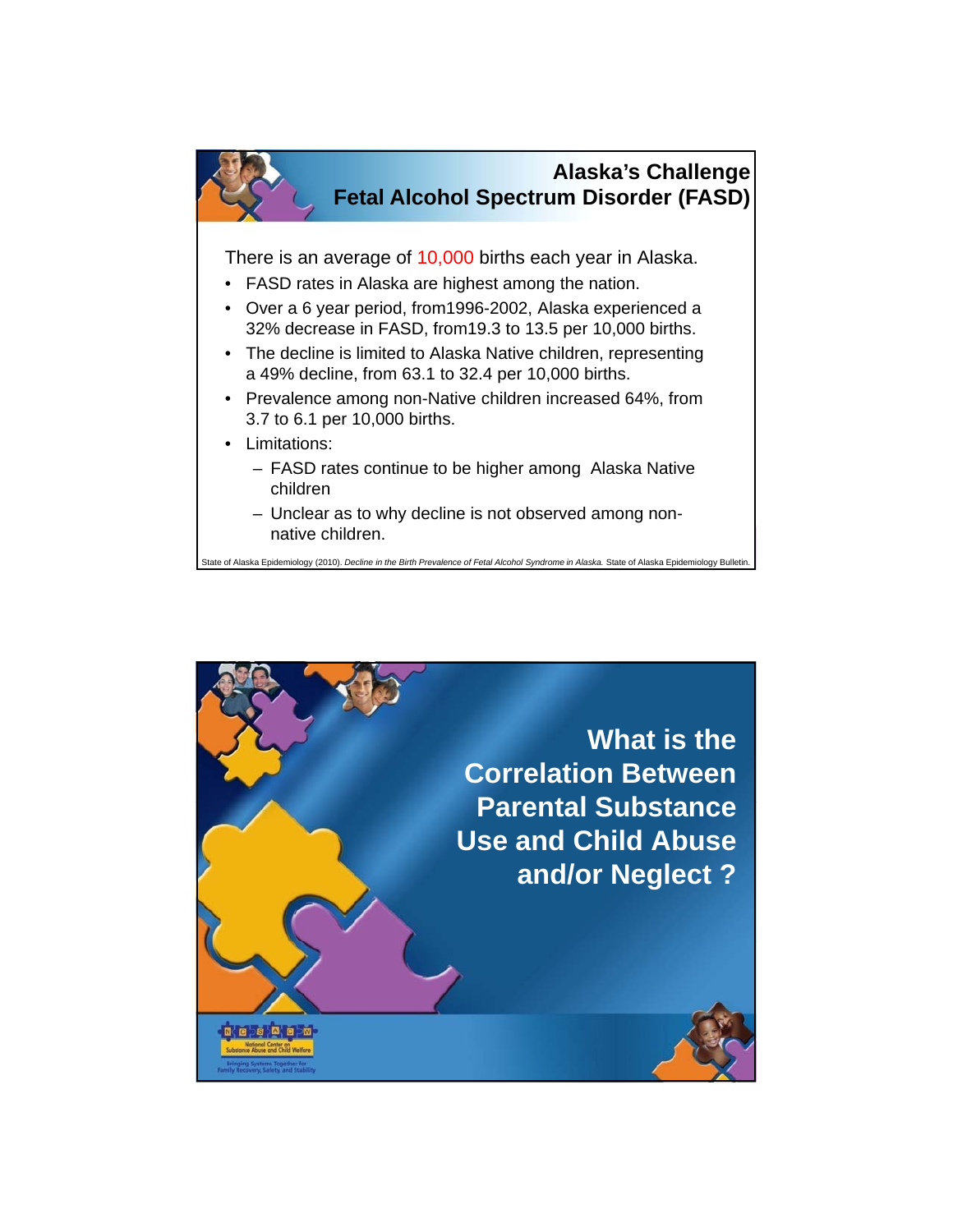## Alaska's Challenge
## Fetal Alcohol Spectrum Disorder (FASD)

There is an average of 10,000 births each year in Alaska.

- FASD rates in Alaska are highest among the nation.
- Over a 6 year period, from1996-2002, Alaska experienced a 32% decrease in FASD, from19.3 to 13.5 per 10,000 births.
- The decline is limited to Alaska Native children, representing a 49% decline, from 63.1 to 32.4 per 10,000 births.
- Prevalence among non-Native children increased 64%, from 3.7 to 6.1 per 10,000 births.
- Limitations:
  - FASD rates continue to be higher among Alaska Native children
  - Unclear as to why decline is not observed among non-native children.

State of Alaska Epidemiology (2010). *Decline in the Birth Prevalence of Fetal Alcohol Syndrome in Alaska.* State of Alaska Epidemiology Bulletin.

## What is the Correlation Between Parental Substance Use and Child Abuse and/or Neglect ?

NCSACW
National Center on Substance Abuse and Child Welfare
Bringing Systems Together for Family Recovery, Safety, and Stability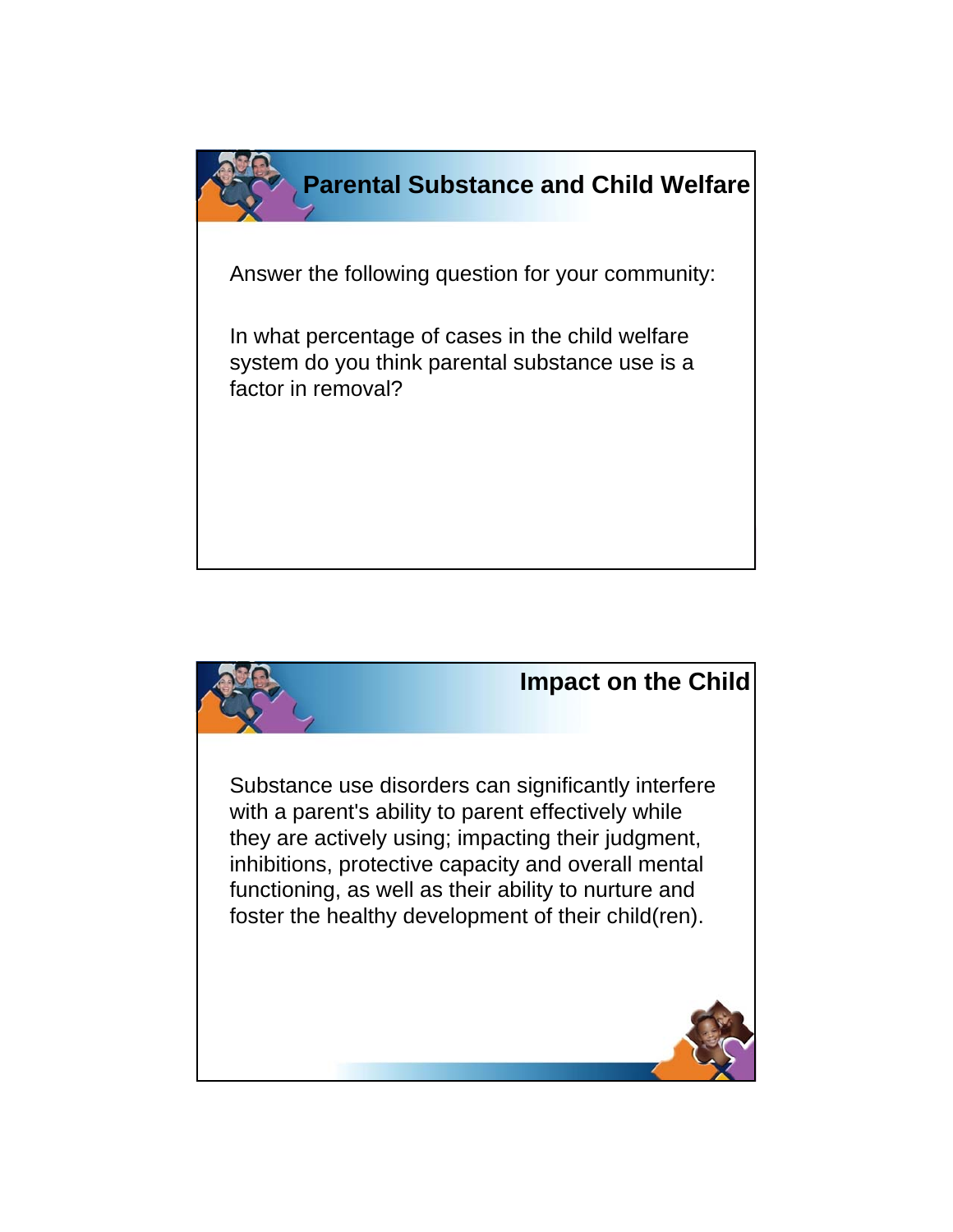## Parental Substance and Child Welfare

Answer the following question for your community:

In what percentage of cases in the child welfare system do you think parental substance use is a factor in removal?

## Impact on the Child

Substance use disorders can significantly interfere with a parent's ability to parent effectively while they are actively using; impacting their judgment, inhibitions, protective capacity and overall mental functioning, as well as their ability to nurture and foster the healthy development of their child(ren).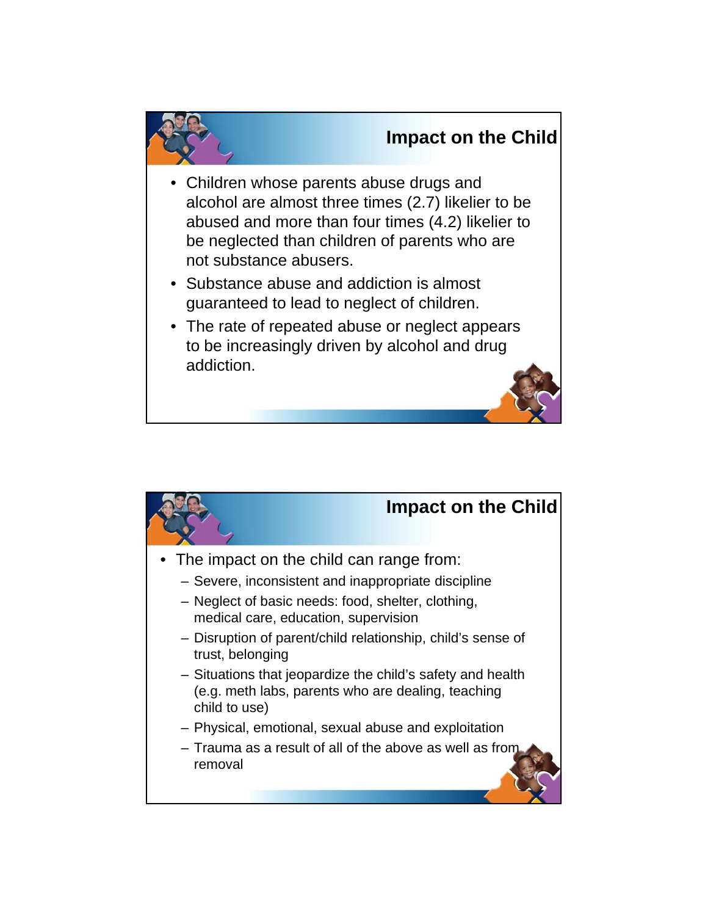## Impact on the Child

- Children whose parents abuse drugs and alcohol are almost three times (2.7) likelier to be abused and more than four times (4.2) likelier to be neglected than children of parents who are not substance abusers.
- Substance abuse and addiction is almost guaranteed to lead to neglect of children.
- The rate of repeated abuse or neglect appears to be increasingly driven by alcohol and drug addiction.

## Impact on the Child

- The impact on the child can range from:
  - Severe, inconsistent and inappropriate discipline
  - Neglect of basic needs: food, shelter, clothing, medical care, education, supervision
  - Disruption of parent/child relationship, child's sense of trust, belonging
  - Situations that jeopardize the child's safety and health (e.g. meth labs, parents who are dealing, teaching child to use)
  - Physical, emotional, sexual abuse and exploitation
  - Trauma as a result of all of the above as well as from removal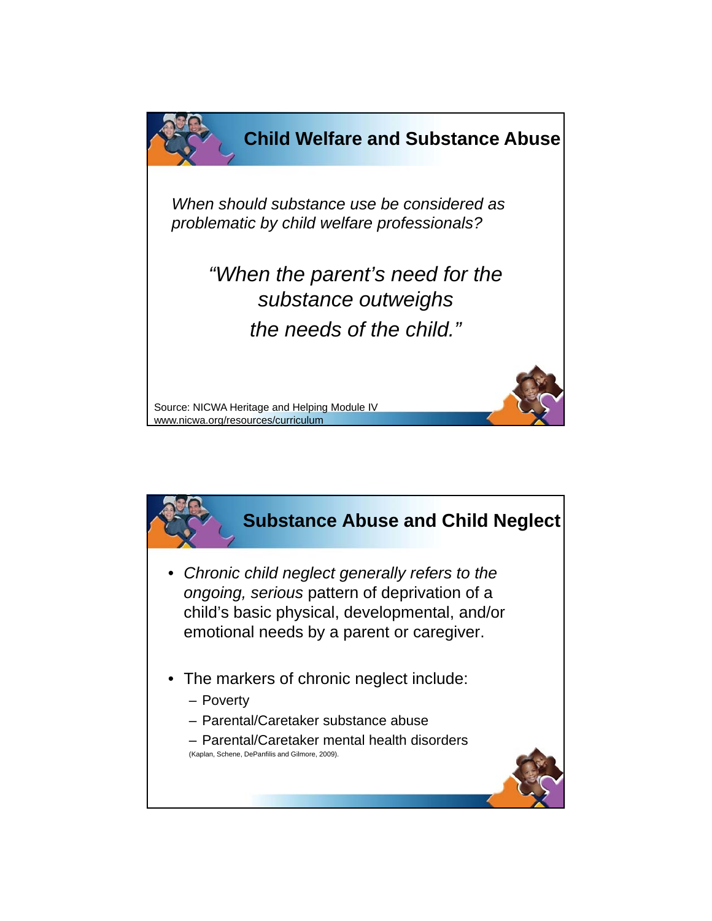## Child Welfare and Substance Abuse

*When should substance use be considered as problematic by child welfare professionals?*

*"When the parent's need for the substance outweighs the needs of the child."*

Source: NICWA Heritage and Helping Module IV
www.nicwa.org/resources/curriculum

## Substance Abuse and Child Neglect

- *Chronic child neglect generally refers to the ongoing, serious* pattern of deprivation of a child's basic physical, developmental, and/or emotional needs by a parent or caregiver.
- The markers of chronic neglect include:
  - Poverty
  - Parental/Caretaker substance abuse
  - Parental/Caretaker mental health disorders

(Kaplan, Schene, DePanfilis and Gilmore, 2009).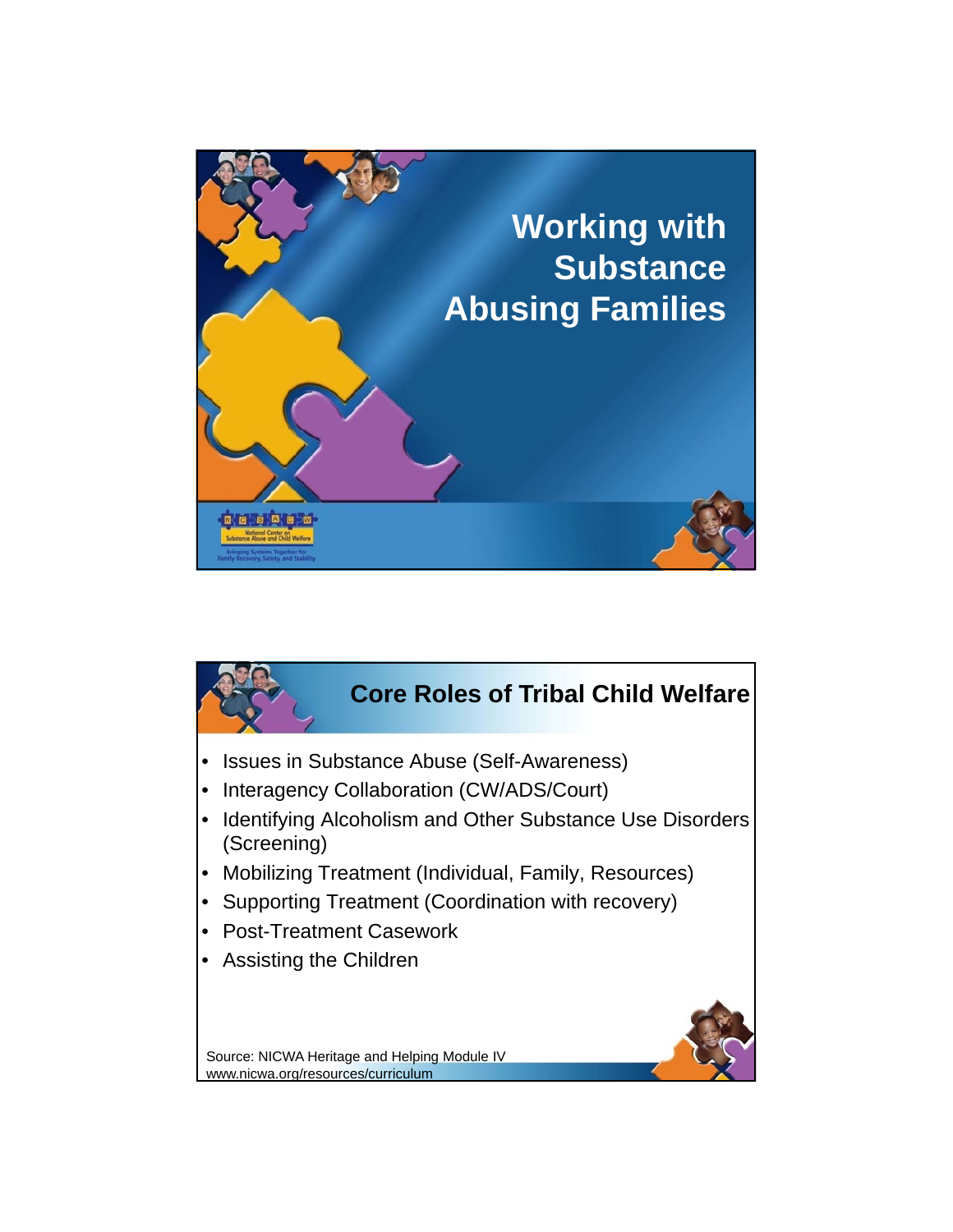# Working with Substance Abusing Families

National Center on Substance Abuse and Child Welfare

Bringing Systems Together for Family Recovery, Safety, and Stability

## Core Roles of Tribal Child Welfare

- Issues in Substance Abuse (Self-Awareness)
- Interagency Collaboration (CW/ADS/Court)
- Identifying Alcoholism and Other Substance Use Disorders (Screening)
- Mobilizing Treatment (Individual, Family, Resources)
- Supporting Treatment (Coordination with recovery)
- Post-Treatment Casework
- Assisting the Children

Source: NICWA Heritage and Helping Module IV
www.nicwa.org/resources/curriculum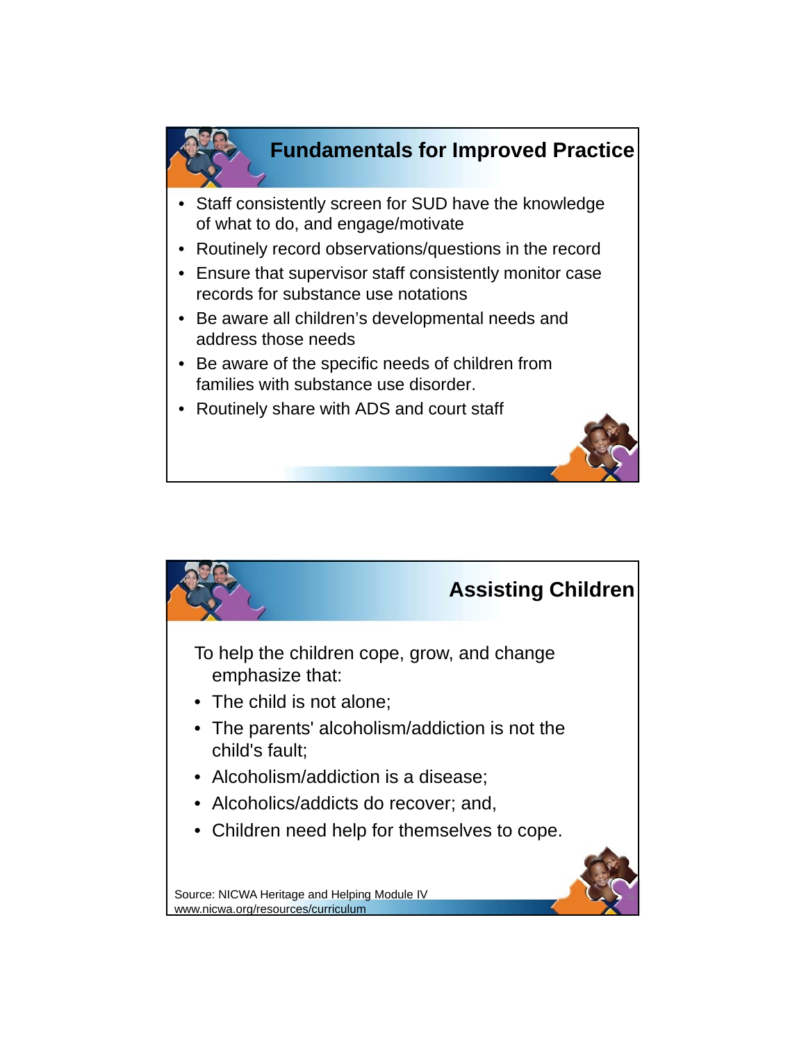## Fundamentals for Improved Practice

- Staff consistently screen for SUD have the knowledge of what to do, and engage/motivate
- Routinely record observations/questions in the record
- Ensure that supervisor staff consistently monitor case records for substance use notations
- Be aware all children's developmental needs and address those needs
- Be aware of the specific needs of children from families with substance use disorder.
- Routinely share with ADS and court staff

## Assisting Children

To help the children cope, grow, and change emphasize that:

- The child is not alone;
- The parents' alcoholism/addiction is not the child's fault;
- Alcoholism/addiction is a disease;
- Alcoholics/addicts do recover; and,
- Children need help for themselves to cope.

Source: NICWA Heritage and Helping Module IV
www.nicwa.org/resources/curriculum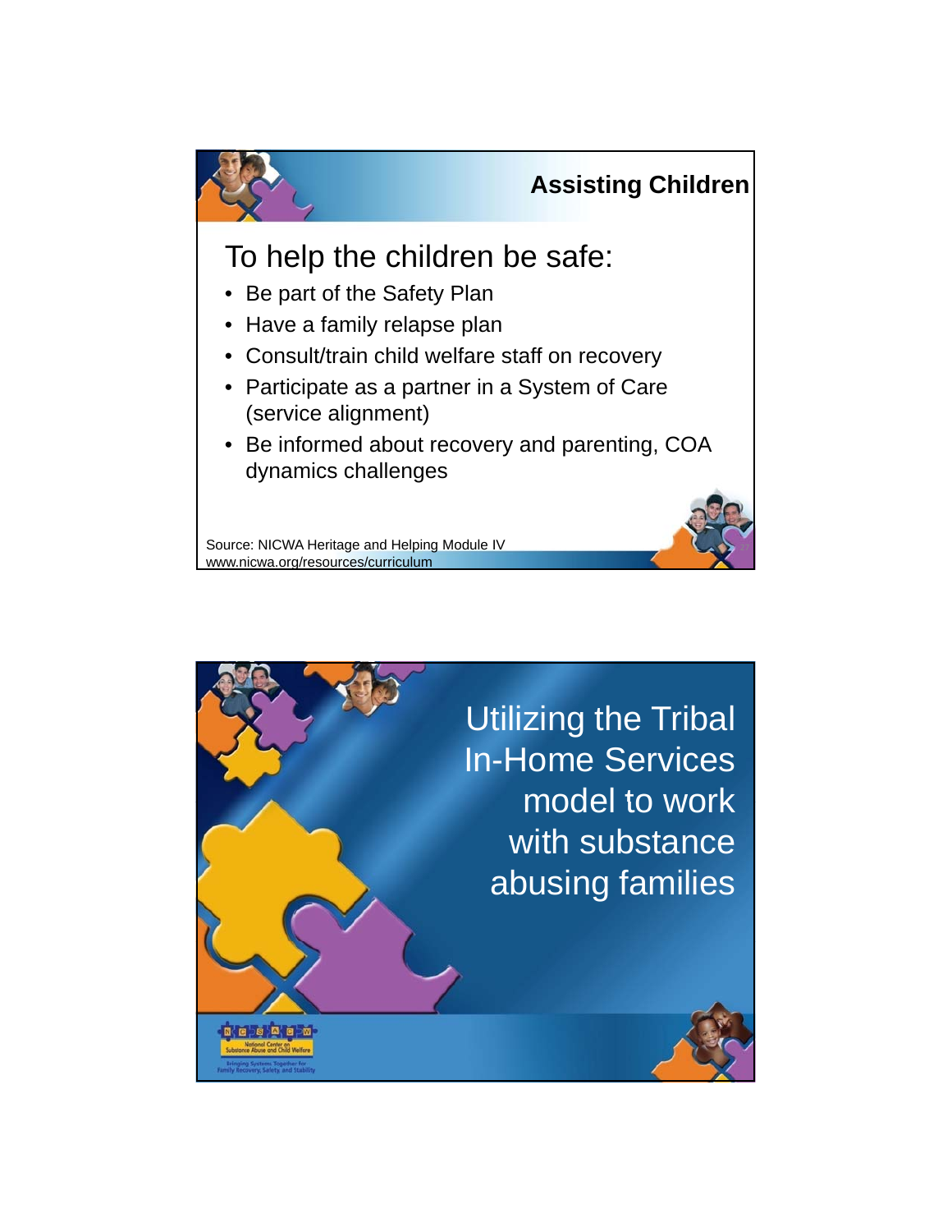## Assisting Children

### To help the children be safe:

- Be part of the Safety Plan
- Have a family relapse plan
- Consult/train child welfare staff on recovery
- Participate as a partner in a System of Care (service alignment)
- Be informed about recovery and parenting, COA dynamics challenges

Source: NICWA Heritage and Helping Module IV
www.nicwa.org/resources/curriculum

# Utilizing the Tribal In-Home Services model to work with substance abusing families

NCSACW
National Center on Substance Abuse and Child Welfare
Bringing Systems Together for Family Recovery, Safety, and Stability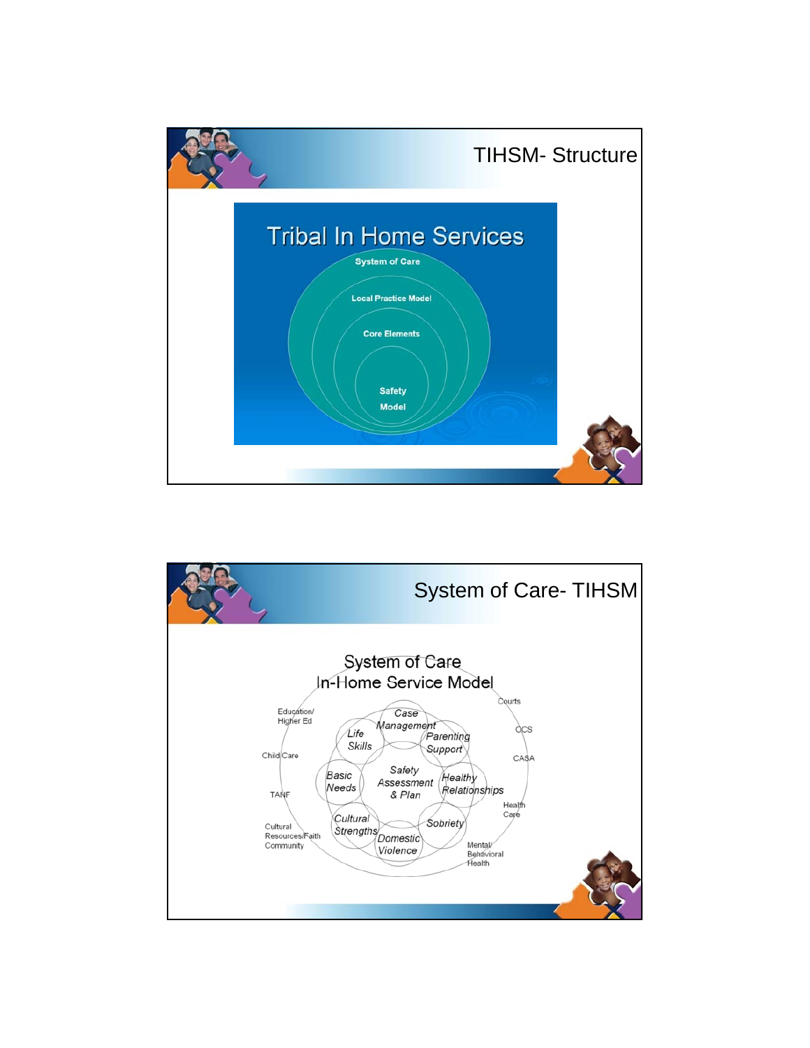## TIHSM- Structure

### Tribal In Home Services

- System of Care
  - Local Practice Model
    - Core Elements
      - Safety Model

## System of Care- TIHSM

### System of Care In-Home Service Model

Safety Assessment & Plan

- Case Management
- Parenting Support
- Healthy Relationships
- Sobriety
- Domestic Violence
- Cultural Strengths
- Basic Needs
- Life Skills

Courts, OCS, CASA, Health Care, Mental/Behavioral Health, Cultural Resources/Faith Community, TANF, Child Care, Education/Higher Ed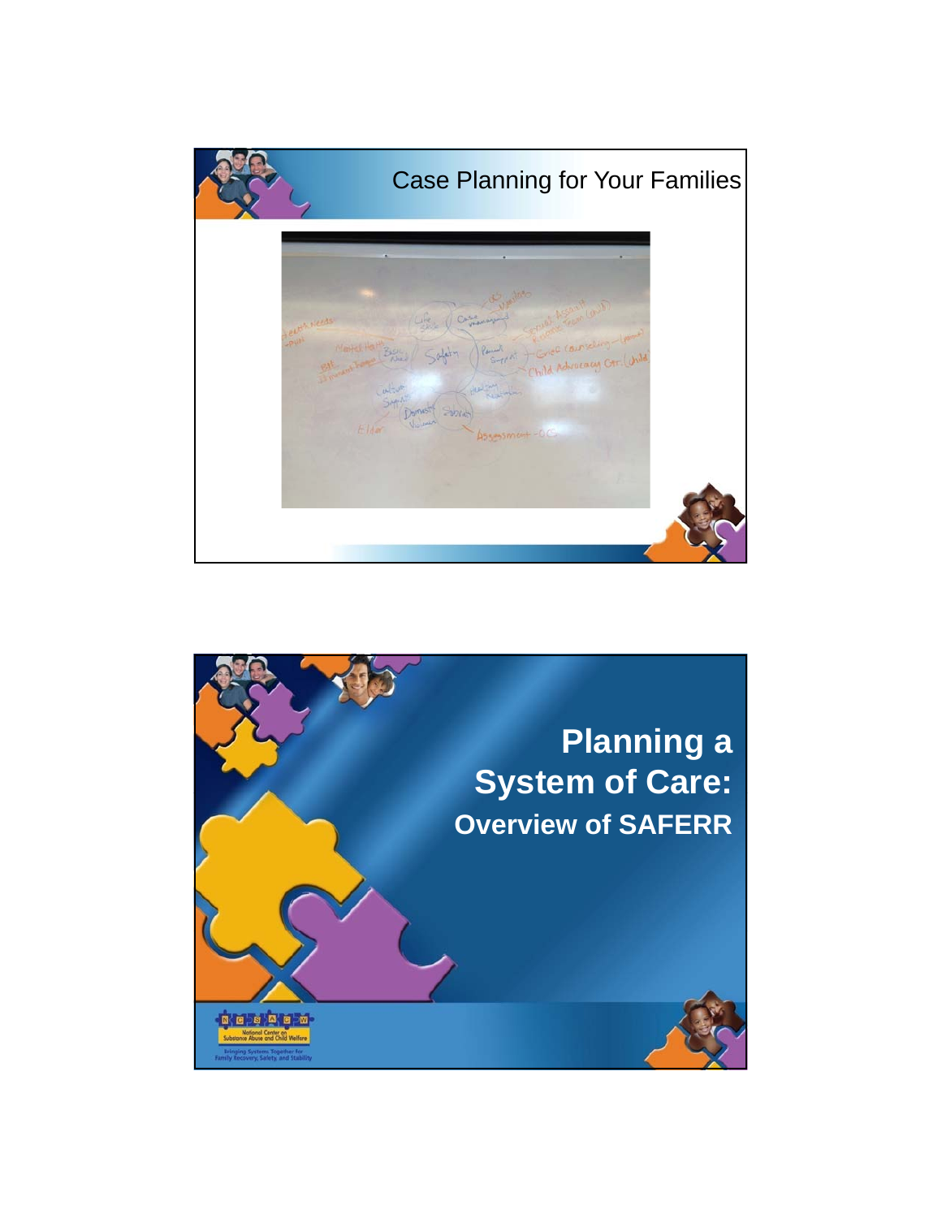## Case Planning for Your Families

## Planning a System of Care:

### Overview of SAFERR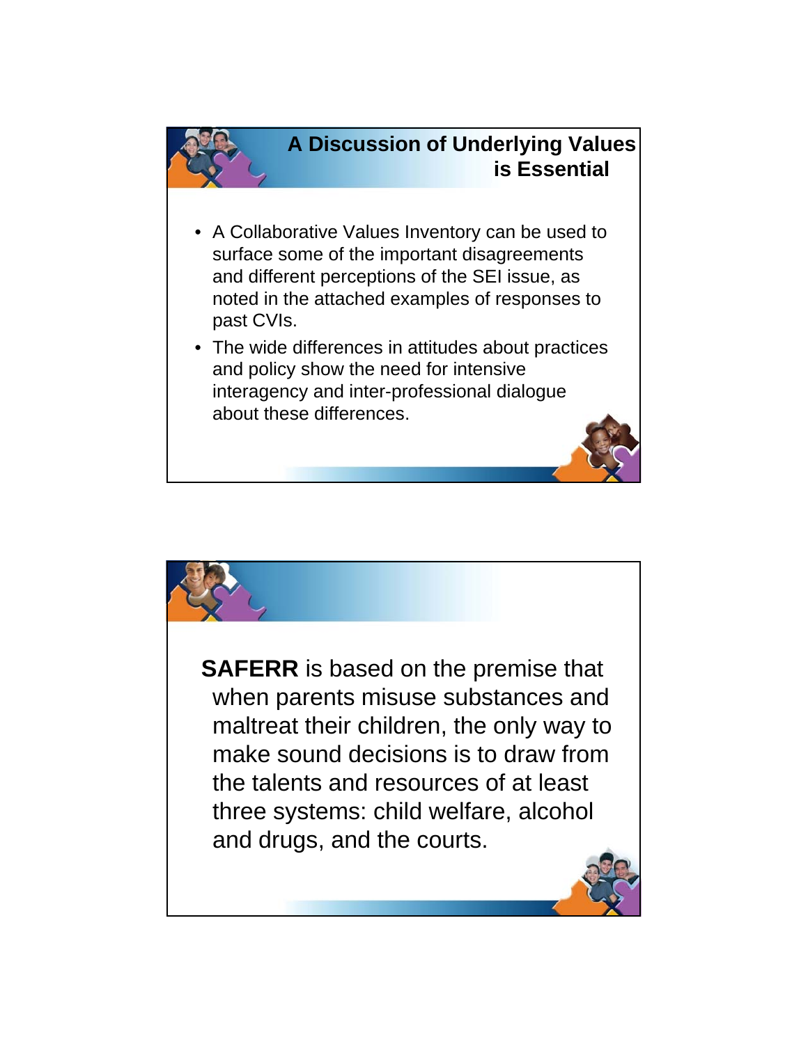## A Discussion of Underlying Values is Essential

- A Collaborative Values Inventory can be used to surface some of the important disagreements and different perceptions of the SEI issue, as noted in the attached examples of responses to past CVIs.
- The wide differences in attitudes about practices and policy show the need for intensive interagency and inter-professional dialogue about these differences.

**SAFERR** is based on the premise that when parents misuse substances and maltreat their children, the only way to make sound decisions is to draw from the talents and resources of at least three systems: child welfare, alcohol and drugs, and the courts.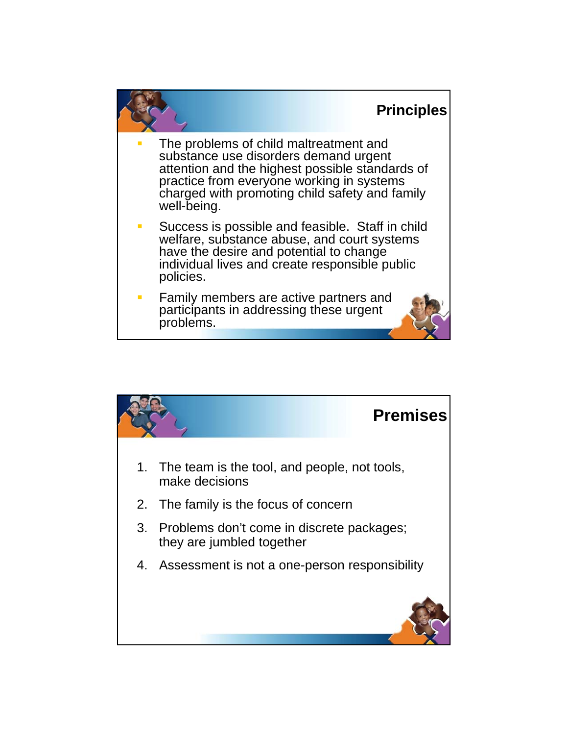## Principles

- The problems of child maltreatment and substance use disorders demand urgent attention and the highest possible standards of practice from everyone working in systems charged with promoting child safety and family well-being.
- Success is possible and feasible. Staff in child welfare, substance abuse, and court systems have the desire and potential to change individual lives and create responsible public policies.
- Family members are active partners and participants in addressing these urgent problems.

## Premises

1. The team is the tool, and people, not tools, make decisions
2. The family is the focus of concern
3. Problems don't come in discrete packages; they are jumbled together
4. Assessment is not a one-person responsibility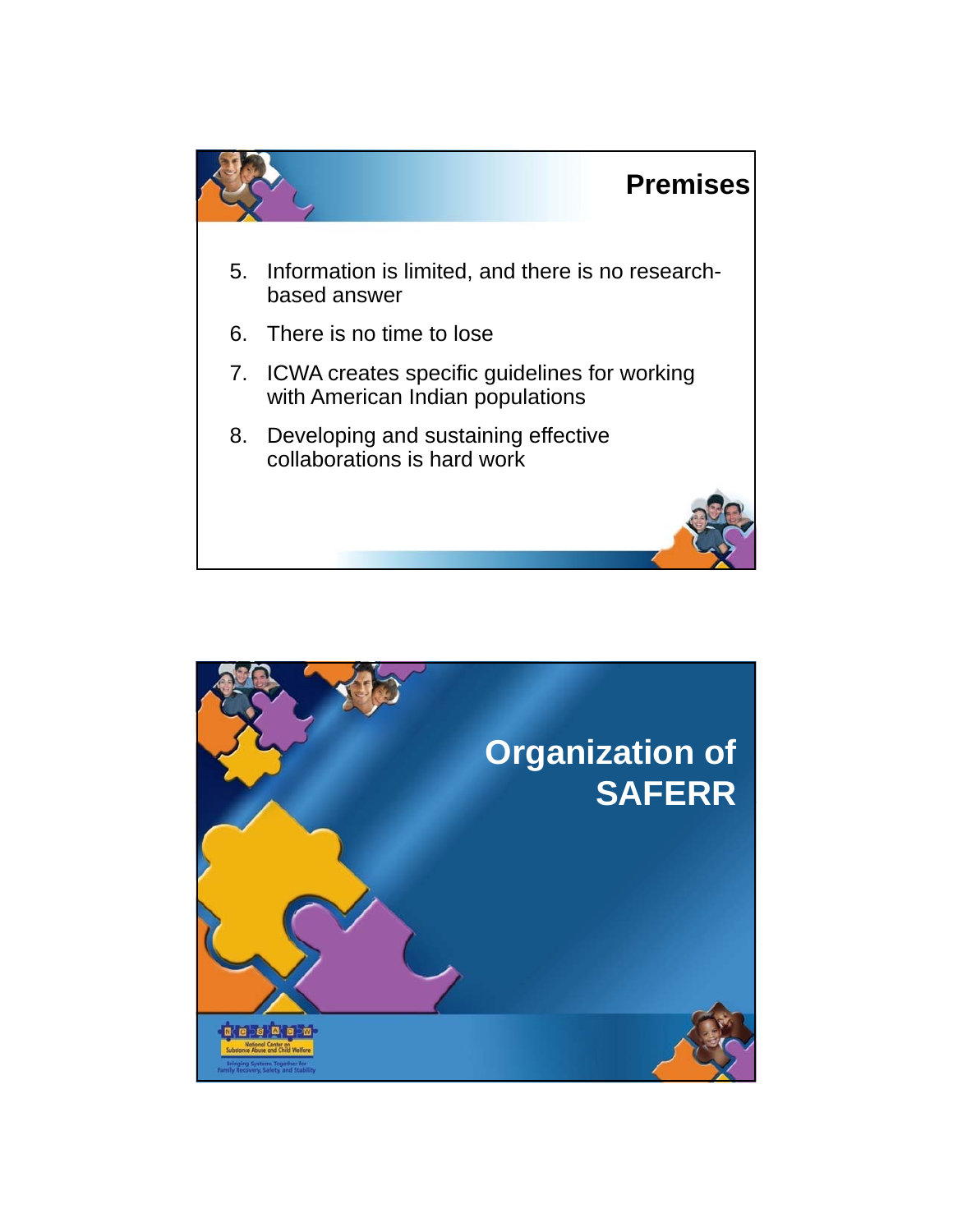## Premises

5. Information is limited, and there is no research-based answer
6. There is no time to lose
7. ICWA creates specific guidelines for working with American Indian populations
8. Developing and sustaining effective collaborations is hard work

## Organization of SAFERR

NCSACW
National Center on Substance Abuse and Child Welfare
Bringing Systems Together for Family Recovery, Safety, and Stability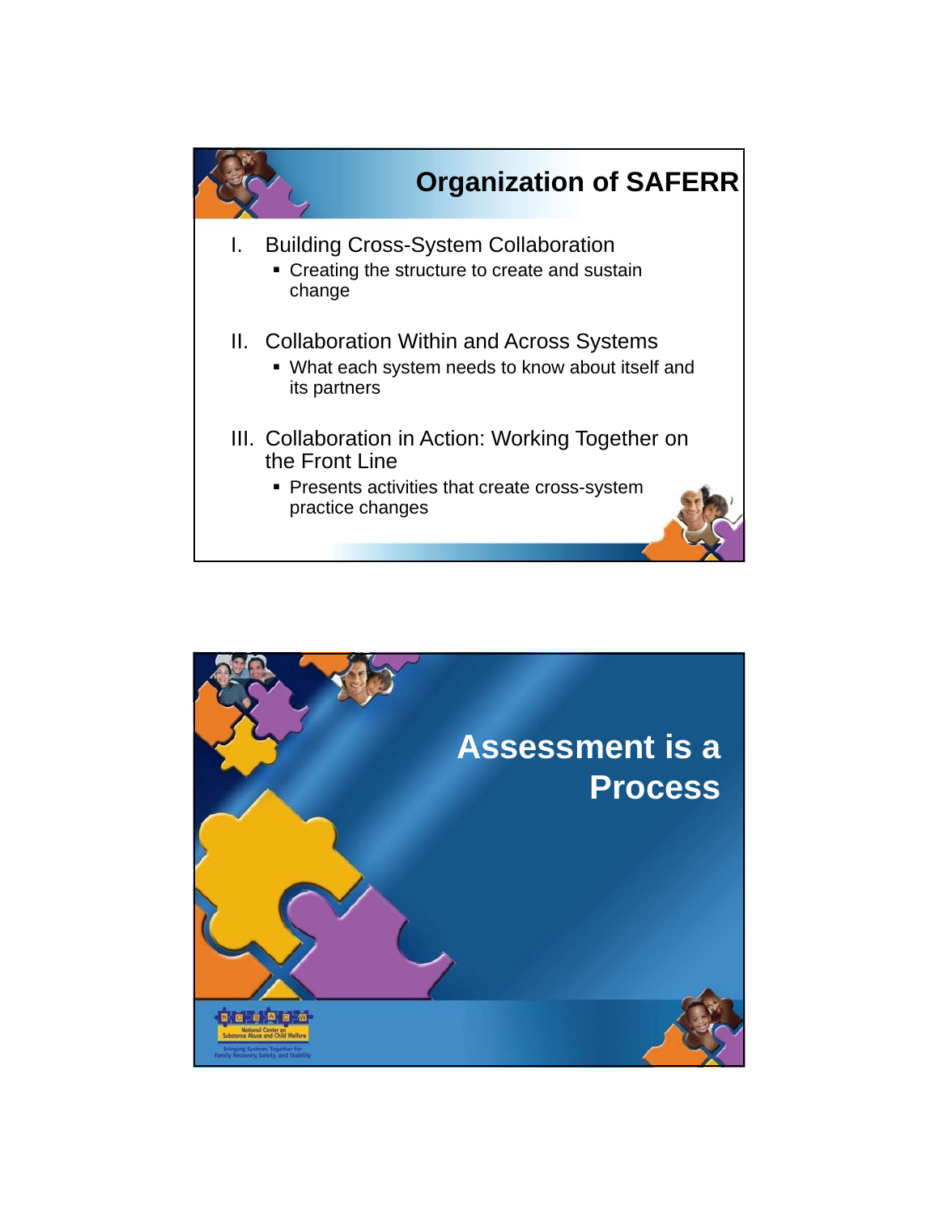## Organization of SAFERR

I. Building Cross-System Collaboration
   - Creating the structure to create and sustain change

II. Collaboration Within and Across Systems
   - What each system needs to know about itself and its partners

III. Collaboration in Action: Working Together on the Front Line
   - Presents activities that create cross-system practice changes

## Assessment is a Process

NCSACW
National Center on Substance Abuse and Child Welfare
Bringing Systems Together for Family Recovery, Safety, and Stability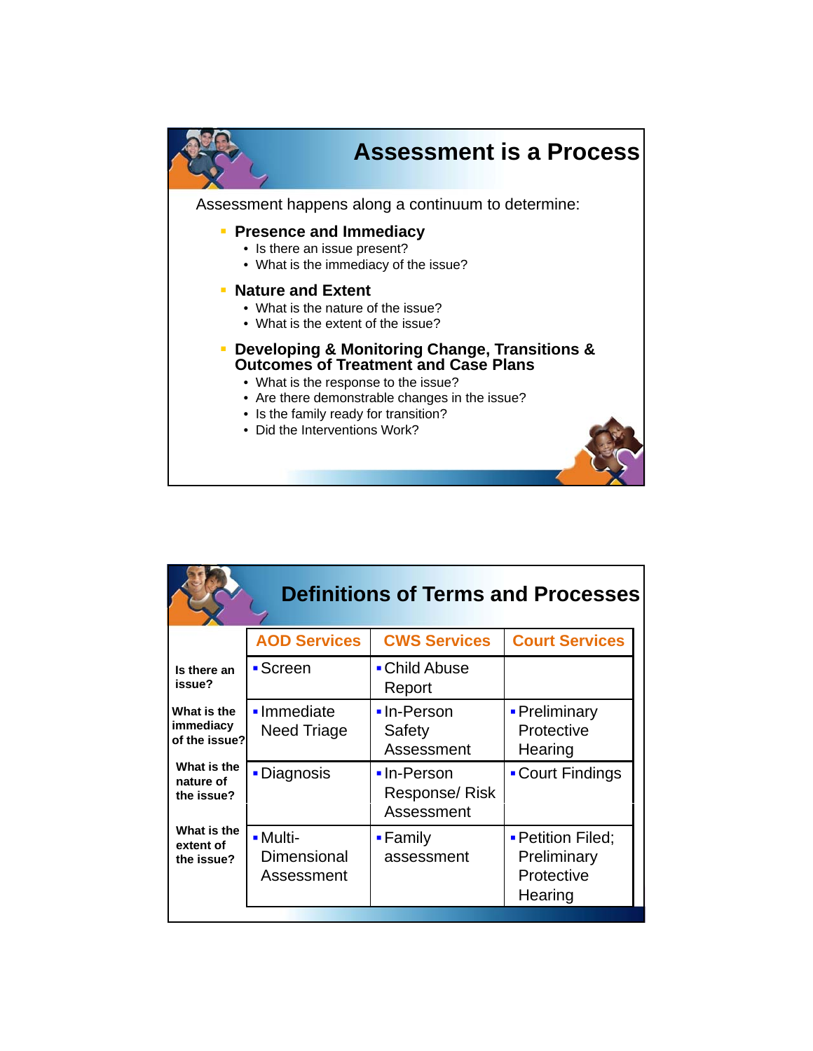# Assessment is a Process

Assessment happens along a continuum to determine:

- **Presence and Immediacy**
  - Is there an issue present?
  - What is the immediacy of the issue?
- **Nature and Extent**
  - What is the nature of the issue?
  - What is the extent of the issue?
- **Developing & Monitoring Change, Transitions & Outcomes of Treatment and Case Plans**
  - What is the response to the issue?
  - Are there demonstrable changes in the issue?
  - Is the family ready for transition?
  - Did the Interventions Work?

# Definitions of Terms and Processes

| | AOD Services | CWS Services | Court Services |
|---|---|---|---|
| **Is there an issue?** | Screen | Child Abuse Report | |
| **What is the immediacy of the issue?** | Immediate Need Triage | In-Person Safety Assessment | Preliminary Protective Hearing |
| **What is the nature of the issue?** | Diagnosis | In-Person Response/ Risk Assessment | Court Findings |
| **What is the extent of the issue?** | Multi-Dimensional Assessment | Family assessment | Petition Filed; Preliminary Protective Hearing |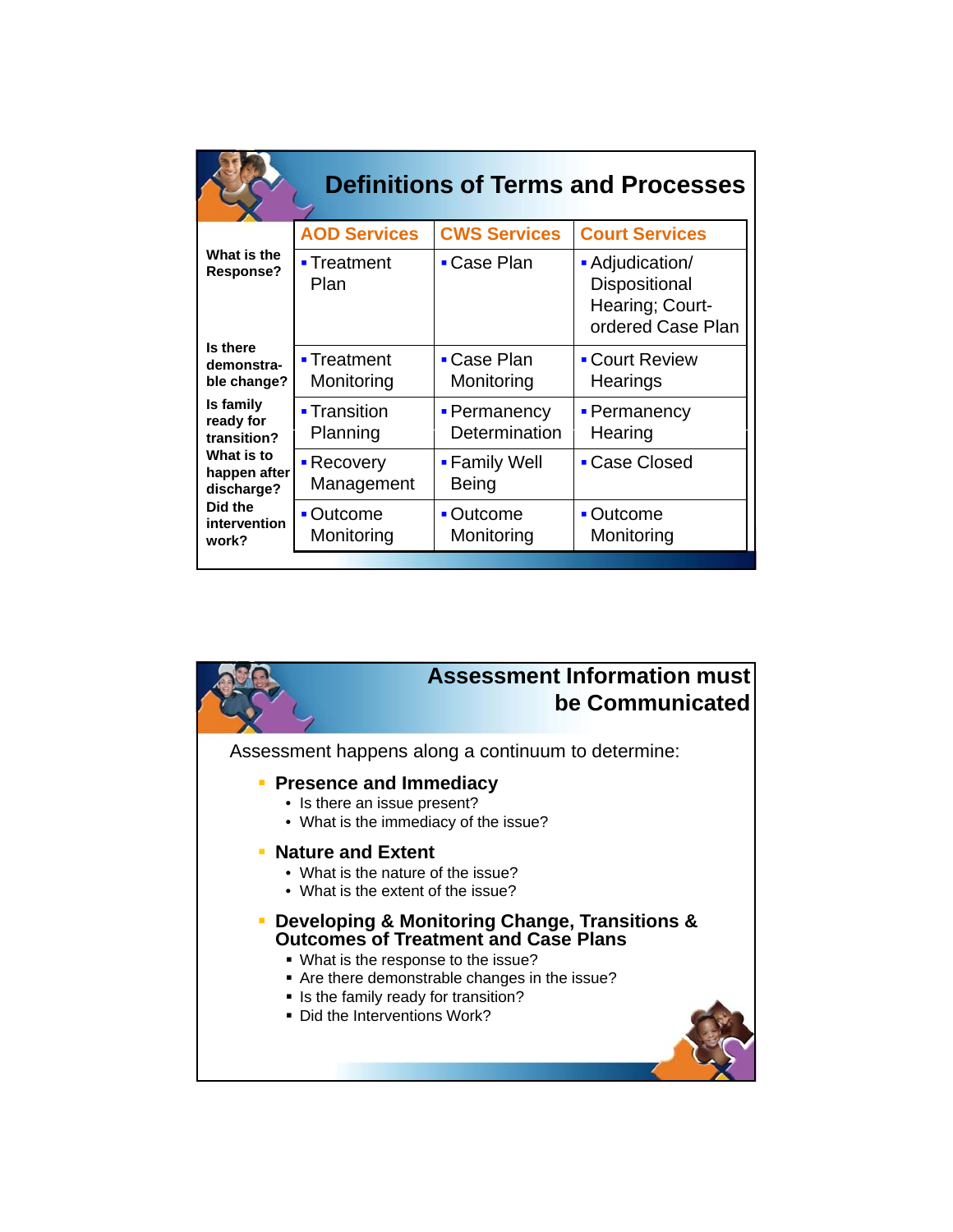## Definitions of Terms and Processes

| | AOD Services | CWS Services | Court Services |
|---|---|---|---|
| **What is the Response?** | Treatment Plan | Case Plan | Adjudication/ Dispositional Hearing; Court-ordered Case Plan |
| **Is there demonstrable change?** | Treatment Monitoring | Case Plan Monitoring | Court Review Hearings |
| **Is family ready for transition?** | Transition Planning | Permanency Determination | Permanency Hearing |
| **What is to happen after discharge?** | Recovery Management | Family Well Being | Case Closed |
| **Did the intervention work?** | Outcome Monitoring | Outcome Monitoring | Outcome Monitoring |

## Assessment Information must be Communicated

Assessment happens along a continuum to determine:

- **Presence and Immediacy**
  - Is there an issue present?
  - What is the immediacy of the issue?
- **Nature and Extent**
  - What is the nature of the issue?
  - What is the extent of the issue?
- **Developing & Monitoring Change, Transitions & Outcomes of Treatment and Case Plans**
  - What is the response to the issue?
  - Are there demonstrable changes in the issue?
  - Is the family ready for transition?
  - Did the Interventions Work?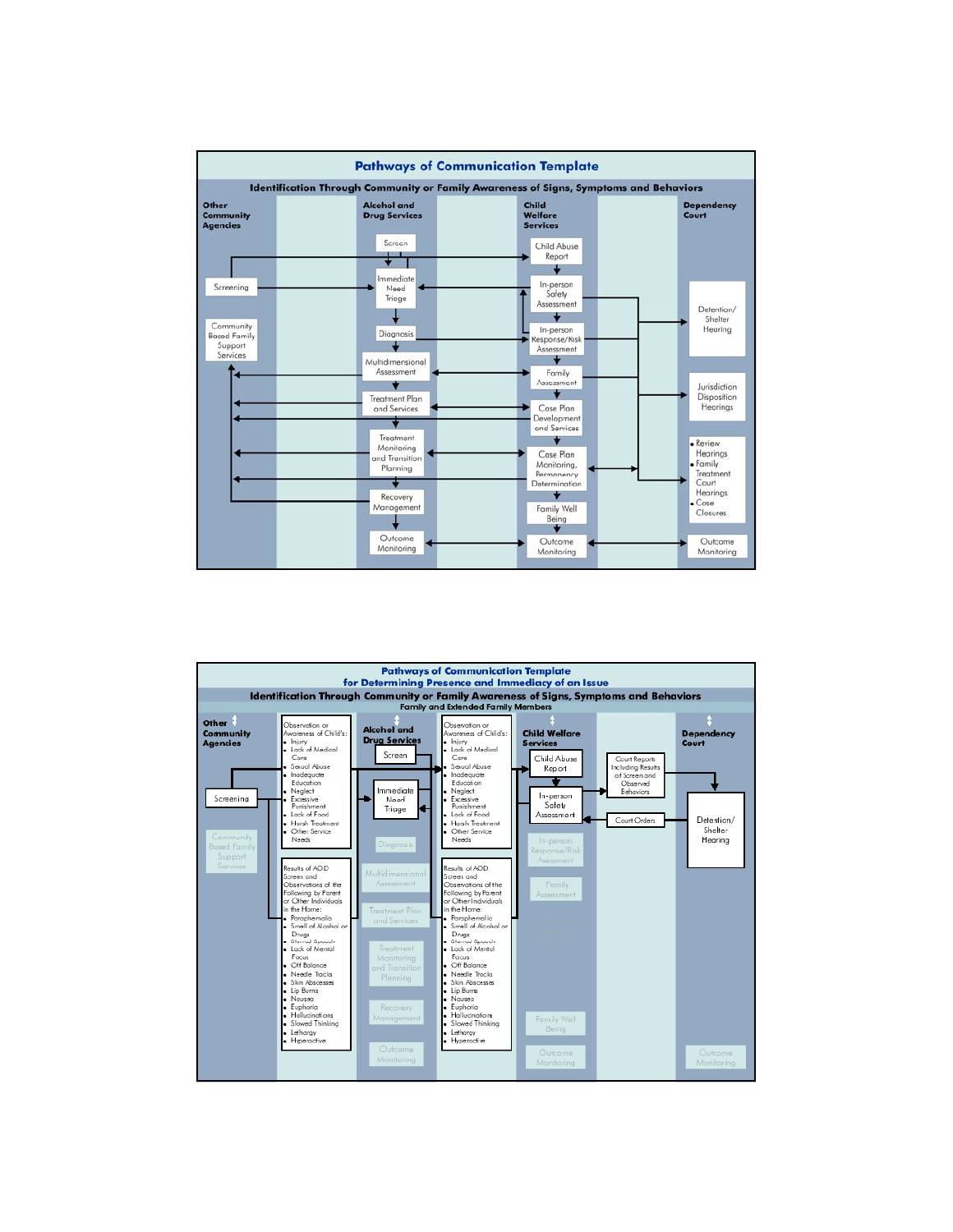## Pathways of Communication Template

### Identification Through Community or Family Awareness of Signs, Symptoms and Behaviors

**Other Community Agencies**
- Screening
- Community Based Family Support Services

**Alcohol and Drug Services**
- Screen
- Immediate Need Triage
- Diagnosis
- Multidimensional Assessment
- Treatment Plan and Services
- Treatment Monitoring and Transition Planning
- Recovery Management
- Outcome Monitoring

**Child Welfare Services**
- Child Abuse Report
- In-person Safety Assessment
- In-person Response/Risk Assessment
- Family Assessment
- Case Plan Development and Services
- Case Plan Monitoring, Permanency Determination
- Family Well Being
- Outcome Monitoring

**Dependency Court**
- Detention/ Shelter Hearing
- Jurisdiction Disposition Hearings
- Review Hearings
- Family Treatment Court Hearings
- Case Closures
- Outcome Monitoring

## Pathways of Communication Template for Determining Presence and Immediacy of an Issue

### Identification Through Community or Family Awareness of Signs, Symptoms and Behaviors

Family and Extended Family Members

**Other Community Agencies**
- Screening
- Community Based Family Support Services

Observation or Awareness of Child's:
- Injury
- Lack of Medical Care
- Sexual Abuse
- Inadequate Education
- Neglect
- Excessive Punishment
- Lack of Food
- Harsh Treatment
- Other Service Needs

Results of AOD Screen and Observations of the Following by Parent or Other Individuals in the Home:
- Paraphernalia
- Smell of Alcohol or Drugs
- Slurred Speech
- Lack of Mental Focus
- Off Balance
- Needle Tracks
- Skin Abscesses
- Lip Burns
- Nausea
- Euphoria
- Hallucinations
- Slowed Thinking
- Lethargy
- Hyperactive

**Alcohol and Drug Services**
- Screen
- Immediate Need Triage
- Diagnosis
- Multidimensional Assessment
- Treatment Plan and Services
- Treatment Monitoring and Transition Planning
- Recovery Management
- Outcome Monitoring

Observation or Awareness of Child's:
- Injury
- Lack of Medical Care
- Sexual Abuse
- Inadequate Education
- Neglect
- Excessive Punishment
- Lack of Food
- Harsh Treatment
- Other Service Needs

Results of AOD Screen and Observations of the Following by Parent or Other Individuals in the Home:
- Paraphernalia
- Smell of Alcohol or Drugs
- Slurred Speech
- Lack of Mental Focus
- Off Balance
- Needle Tracks
- Skin Abscesses
- Lip Burns
- Nausea
- Euphoria
- Hallucinations
- Slowed Thinking
- Lethargy
- Hyperactive

**Child Welfare Services**
- Child Abuse Report
- In-person Safety Assessment
- In-person Response/Risk Assessment
- Family Assessment
- Family Well Being
- Outcome Monitoring

Court Reports Including Results of Screen and Observed Behaviors

Court Orders

**Dependency Court**
- Detention/ Shelter Hearing
- Outcome Monitoring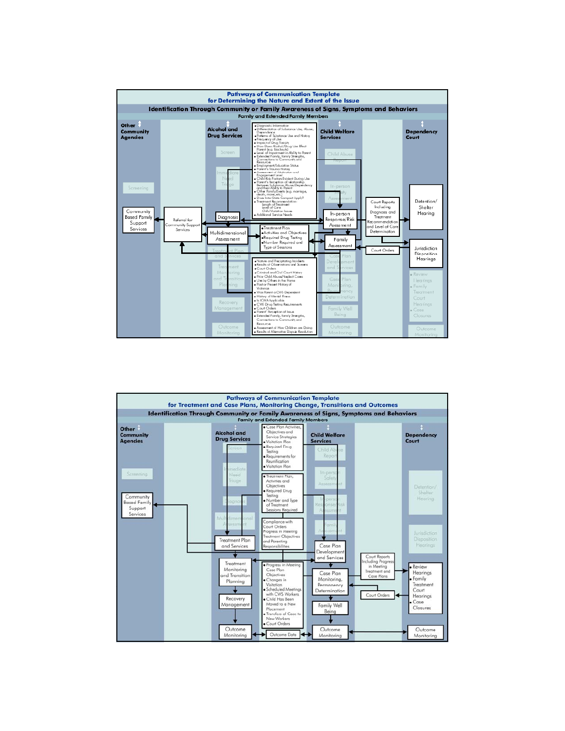## Pathways of Communication Template for Determining the Nature and Extent of the Issue

### Identification Through Community or Family Awareness of Signs, Symptoms and Behaviors

Family and Extended Family Members

**Other Community Agencies**

- Screening
- Community Based Family Support Services
- Referral for Community Support Services

**Alcohol and Drug Services**

- Screen
- Immediate Need Triage
- Diagnosis
- Multidimensional Assessment
- Treatment Plan and Services
- Treatment Monitoring and Transition Planning
- Recovery Management
- Outcome Monitoring

Information shared:

- Diagnostic Information
- Differentiation of Substance Use, Abuse, Dependence
- Patterns of Substance Use and History
- Frequency of Use
- Impact of Drug Toxicity
- How Does Alcohol/Drug Use Effect Parent (e.g. blackouts)
- Level of Impairment in Ability to Parent
- Extended Family, Family Strengths, Connections to Community and Resources
- Employment/Education Status
- Parent's Trauma History
- Assessment of Motivation and Engagement Level
- Child Risk Factors Evident During Use
- Parent's Perception of relationship Between Substance Abuse/Dependency and their Ability to Parent
- Other Family Events (e.g. marriage, death, move, etc.)
- Does Inter-State Compact Apply?
- Treatment Recommendation:
  - Length of Treatment
  - Level of Care
  - Child Visitation Issues
- Additional Service Needs

- Treatment Plan
- Activities and Objectives
- Required Drug Testing
- Number Required and Type of Sessions

- Nature and Precipitating Incidents
- Results of Observations and Screens
- Court Orders
- Criminal and Civil Court History
- Prior Child Abuse/Neglect Cases
- Use by Others in the Home
- Past or Present History of Violence
- Was Parent a CWS Dependent
- History of Mental Illness
- Is ICWA Applicable
- CWS Drug Testing Requirements
- Court Orders
- Parent' Perception of Issue
- Extended Family, Family Strengths, Connections to Community and Resources
- Assessment of How Children are Doing
- Results of Alternative Dispute Resolution

**Child Welfare Services**

- Child Abuse Report
- In-person Safety Assessment
- In-person Response/Risk Assessment
- Family Assessment
- Case Plan Development and Services
- Case Plan Monitoring, Permanency Determination
- Family Well Being
- Outcome Monitoring

- Court Reports Including Diagnosis and Treatment Recommendation and Level of Care Determination
- Court Orders

**Dependency Court**

- Detention/Shelter Hearing
- Jurisdiction Disposition Hearings
- Review Hearings
- Family Treatment Court Hearings
- Case Closures
- Outcome Monitoring

## Pathways of Communication Template for Treatment and Case Plans, Monitoring Change, Transitions and Outcomes

### Identification Through Community or Family Awareness of Signs, Symptoms and Behaviors

Family and Extended Family Members

**Other Community Agencies**

- Screening
- Community Based Family Support Services

**Alcohol and Drug Services**

- Screen
- Immediate Need Triage
- Diagnosis
- Multidimensional Assessment
- Treatment Plan and Services
- Treatment Monitoring and Transition Planning
- Recovery Management
- Outcome Monitoring

Information shared:

- Case Plan Activities, Objectives and Success Strategies
- Visitation Plan
- Required Drug Testing
- Requirements for Reunification
- Visitation Plan

- Treatment Plan, Activities and Objectives
- Required Drug Testing
- Number and Type of Treatment Sessions Required

- Compliance with Court Orders
- Progress in Meeting Treatment Objectives and Parenting Responsibilities

- Progress in Meeting Case Plan Objectives
- Changes in Visitation
- Scheduled Meetings with CWS Workers
- Child Has Been Moved to a New Placement
- Transfers of Case to New Workers
- Court Orders

- Outcome Data

**Child Welfare Services**

- Child Abuse Report
- In-person Safety Assessment
- In-person Response/Risk Assessment
- Family Assessment
- Case Plan Development and Services
- Case Plan Monitoring, Permanency Determination
- Family Well Being
- Outcome Monitoring

- Court Reports Including Progress in Meeting Treatment and Case Plans
- Court Orders

**Dependency Court**

- Detention/Shelter Hearing
- Jurisdiction Disposition Hearings
- Review Hearings
- Family Treatment Court Hearings
- Case Closures
- Outcome Monitoring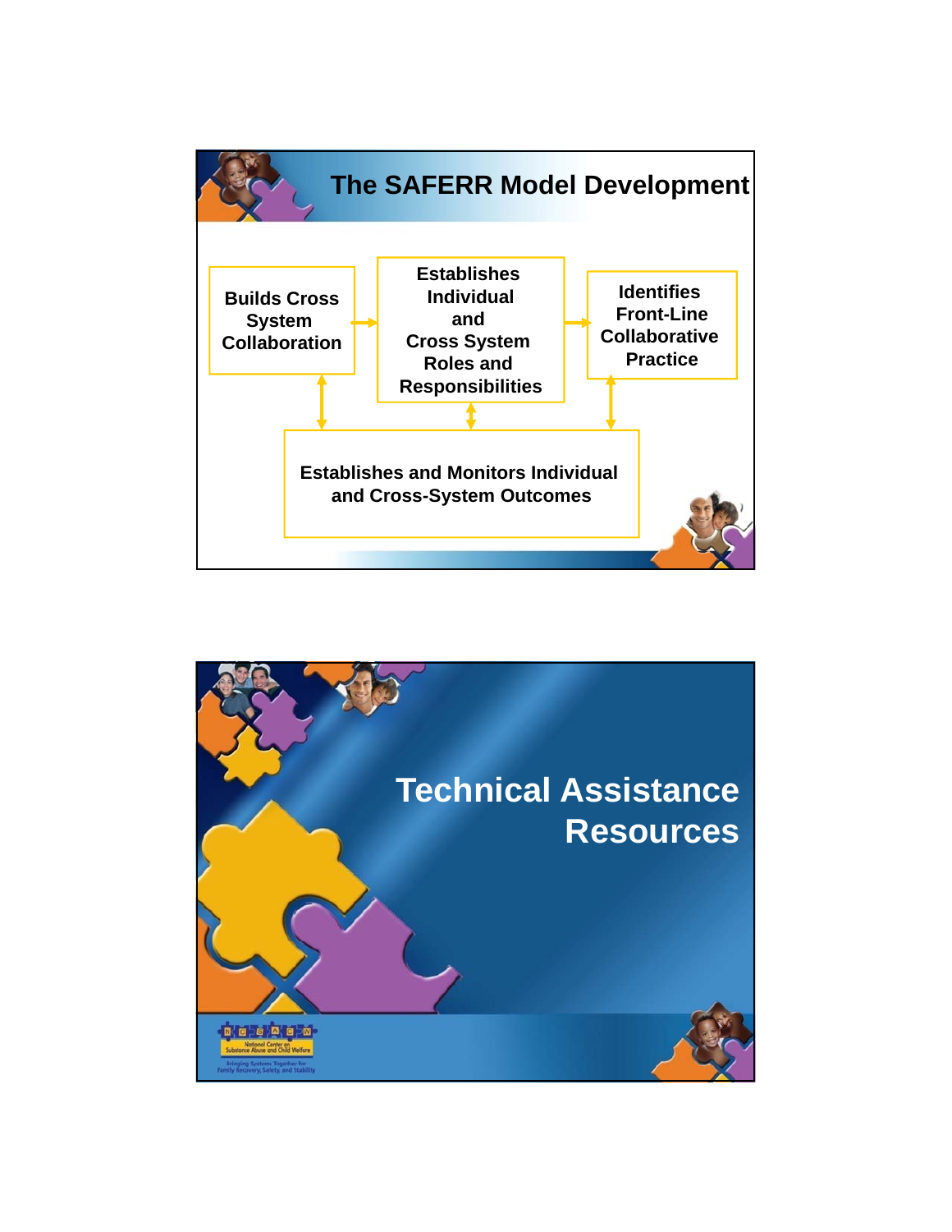## The SAFERR Model Development

- Builds Cross System Collaboration
- Establishes Individual and Cross System Roles and Responsibilities
- Identifies Front-Line Collaborative Practice
- Establishes and Monitors Individual and Cross-System Outcomes

## Technical Assistance Resources

NCSACW
National Center on Substance Abuse and Child Welfare
Bringing Systems Together for Family Recovery, Safety, and Stability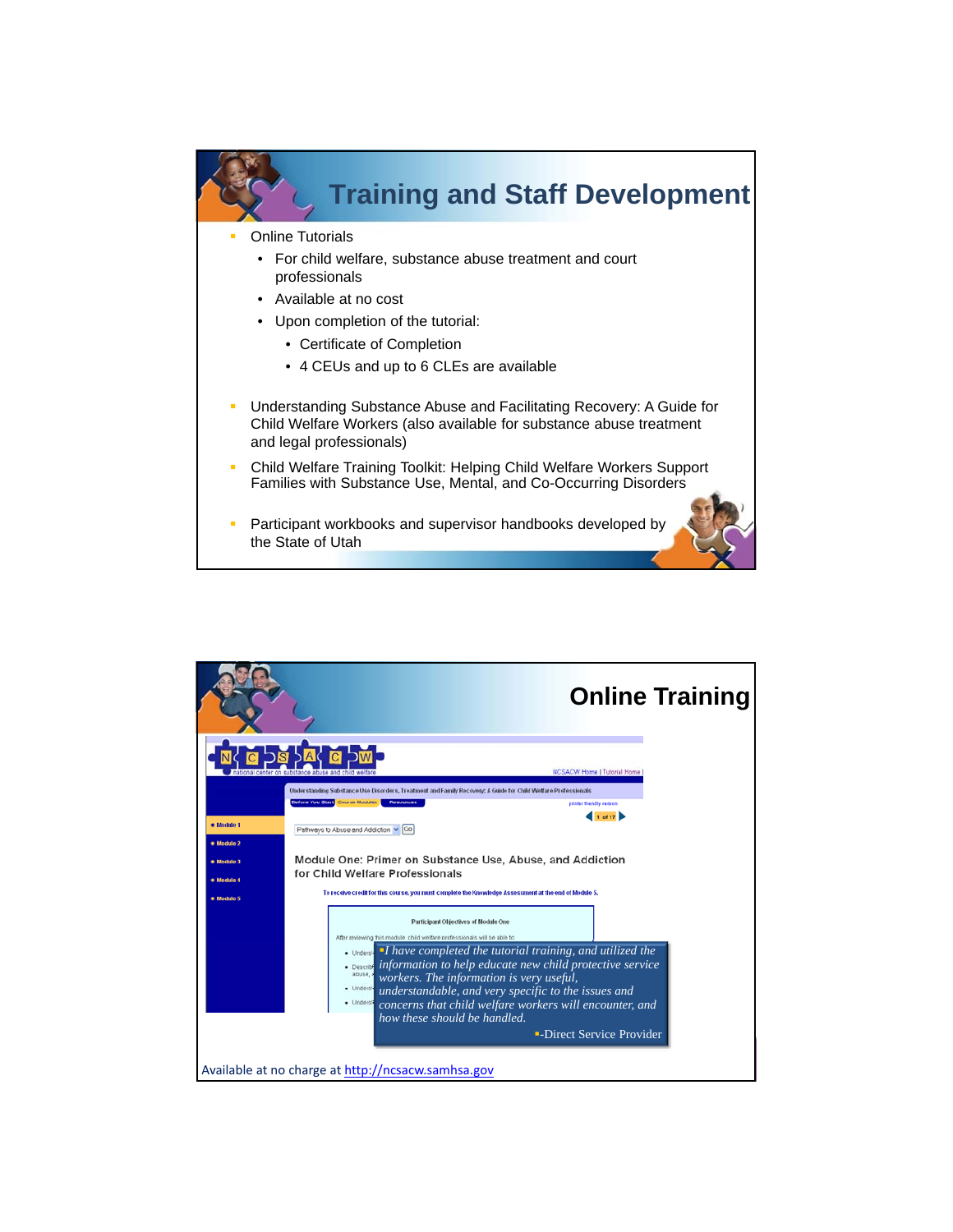## Training and Staff Development

- Online Tutorials
  - For child welfare, substance abuse treatment and court professionals
  - Available at no cost
  - Upon completion of the tutorial:
    - Certificate of Completion
    - 4 CEUs and up to 6 CLEs are available
- Understanding Substance Abuse and Facilitating Recovery: A Guide for Child Welfare Workers (also available for substance abuse treatment and legal professionals)
- Child Welfare Training Toolkit: Helping Child Welfare Workers Support Families with Substance Use, Mental, and Co-Occurring Disorders
- Participant workbooks and supervisor handbooks developed by the State of Utah

## Online Training

*I have completed the tutorial training, and utilized the information to help educate new child protective service workers. The information is very useful, understandable, and very specific to the issues and concerns that child welfare workers will encounter, and how these should be handled.*

-Direct Service Provider

Available at no charge at http://ncsacw.samhsa.gov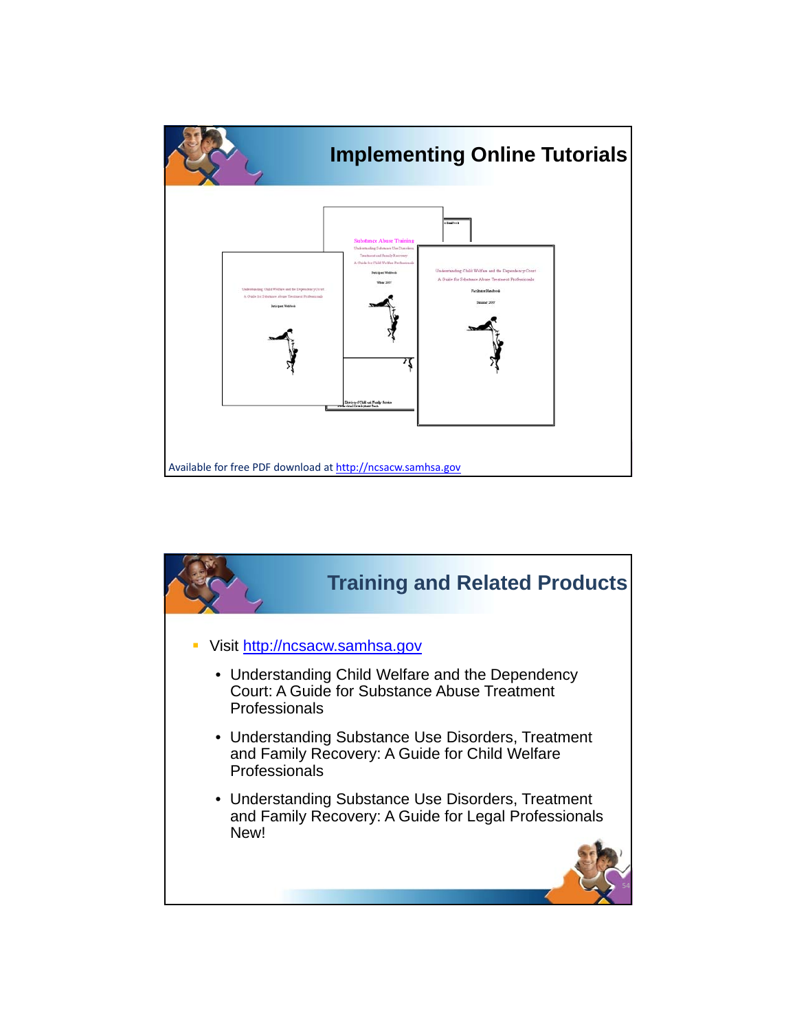## Implementing Online Tutorials

Available for free PDF download at http://ncsacw.samhsa.gov

## Training and Related Products

- Visit http://ncsacw.samhsa.gov
  - Understanding Child Welfare and the Dependency Court: A Guide for Substance Abuse Treatment Professionals
  - Understanding Substance Use Disorders, Treatment and Family Recovery: A Guide for Child Welfare Professionals
  - Understanding Substance Use Disorders, Treatment and Family Recovery: A Guide for Legal Professionals New!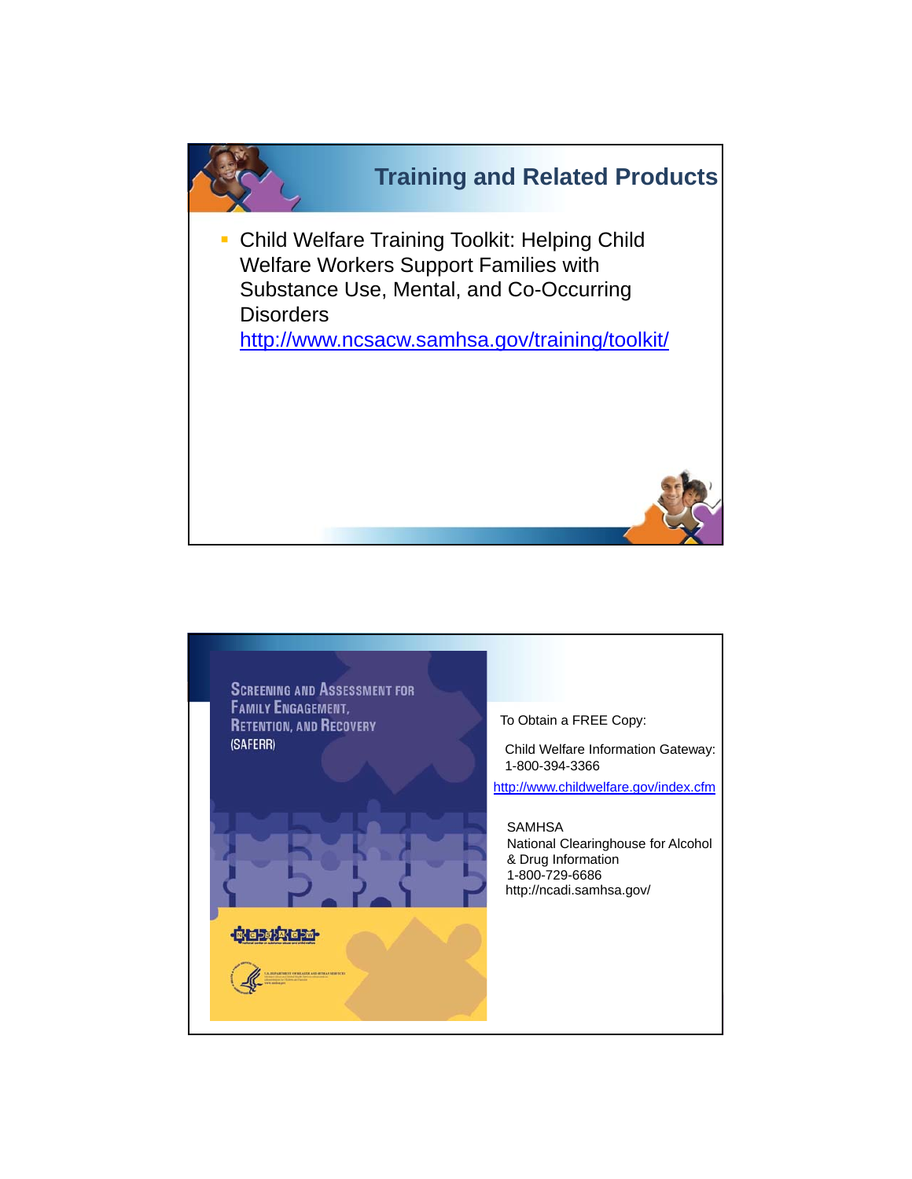## Training and Related Products

- Child Welfare Training Toolkit: Helping Child Welfare Workers Support Families with Substance Use, Mental, and Co-Occurring Disorders
  http://www.ncsacw.samhsa.gov/training/toolkit/

Screening and Assessment for Family Engagement, Retention, and Recovery (SAFERR)

To Obtain a FREE Copy:

Child Welfare Information Gateway:
1-800-394-3366
http://www.childwelfare.gov/index.cfm

SAMHSA
National Clearinghouse for Alcohol & Drug Information
1-800-729-6686
http://ncadi.samhsa.gov/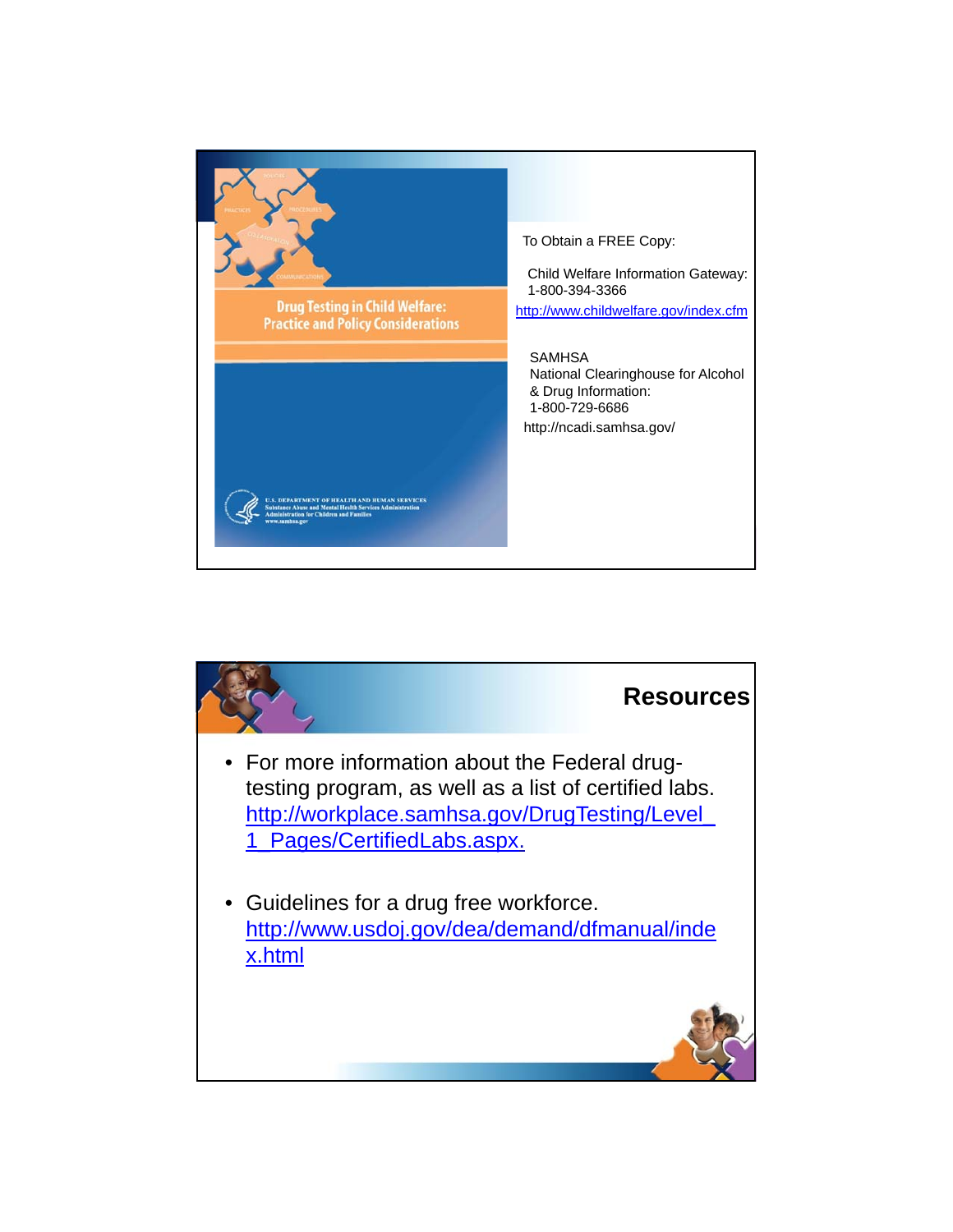To Obtain a FREE Copy:

Child Welfare Information Gateway:
1-800-394-3366
http://www.childwelfare.gov/index.cfm

SAMHSA
National Clearinghouse for Alcohol & Drug Information:
1-800-729-6686
http://ncadi.samhsa.gov/

## Resources

- For more information about the Federal drug-testing program, as well as a list of certified labs. http://workplace.samhsa.gov/DrugTesting/Level_1_Pages/CertifiedLabs.aspx.
- Guidelines for a drug free workforce. http://www.usdoj.gov/dea/demand/dfmanual/index.html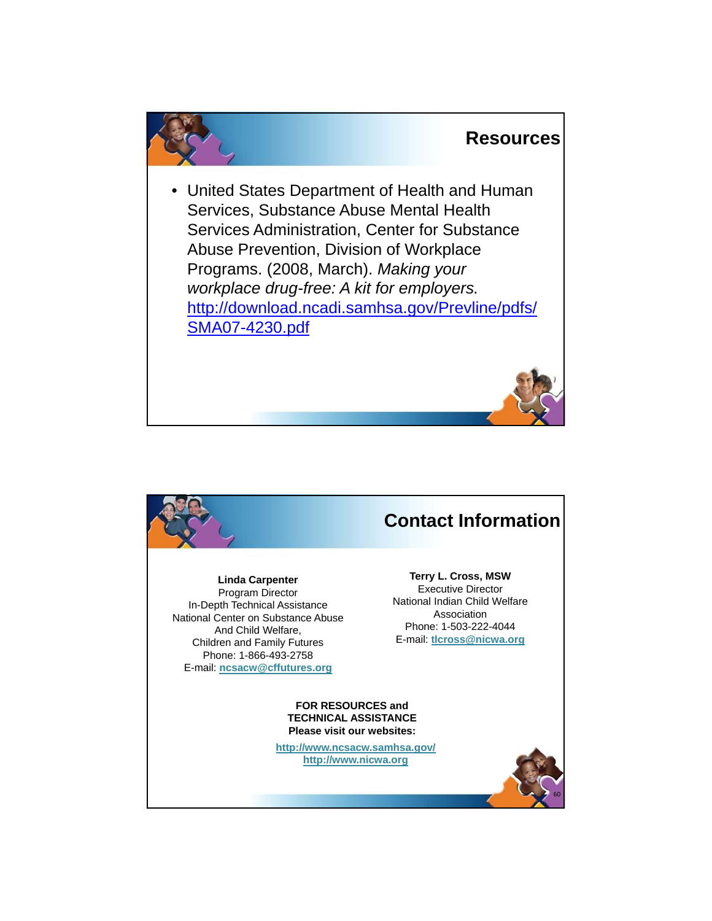## Resources

- United States Department of Health and Human Services, Substance Abuse Mental Health Services Administration, Center for Substance Abuse Prevention, Division of Workplace Programs. (2008, March). *Making your workplace drug-free: A kit for employers.* http://download.ncadi.samhsa.gov/Prevline/pdfs/SMA07-4230.pdf

## Contact Information

**Linda Carpenter**
Program Director
In-Depth Technical Assistance
National Center on Substance Abuse And Child Welfare,
Children and Family Futures
Phone: 1-866-493-2758
E-mail: ncsacw@cffutures.org

**Terry L. Cross, MSW**
Executive Director
National Indian Child Welfare Association
Phone: 1-503-222-4044
E-mail: tlcross@nicwa.org

**FOR RESOURCES and TECHNICAL ASSISTANCE**
**Please visit our websites:**

http://www.ncsacw.samhsa.gov/
http://www.nicwa.org